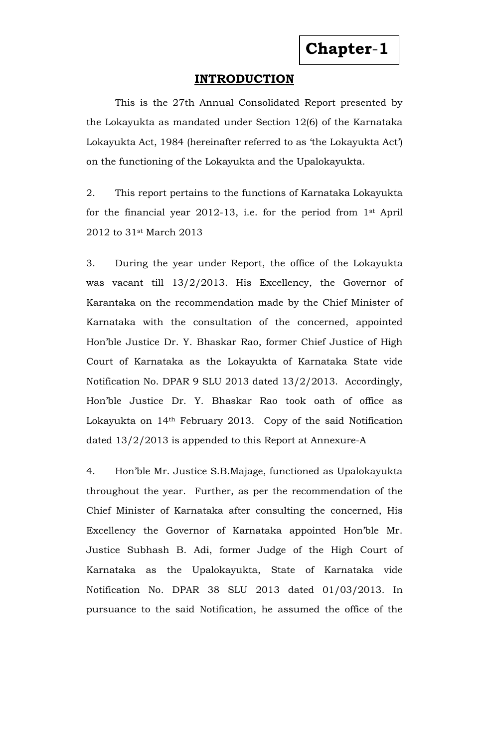# Chapter-1

## INTRODUCTION

This is the 27th Annual Consolidated Report presented by the Lokayukta as mandated under Section 12(6) of the Karnataka Lokayukta Act, 1984 (hereinafter referred to as 'the Lokayukta Act') on the functioning of the Lokayukta and the Upalokayukta.

2. This report pertains to the functions of Karnataka Lokayukta for the financial year 2012-13, i.e. for the period from 1st April 2012 to 31st March 2013

3. During the year under Report, the office of the Lokayukta was vacant till 13/2/2013. His Excellency, the Governor of Karantaka on the recommendation made by the Chief Minister of Karnataka with the consultation of the concerned, appointed Hon'ble Justice Dr. Y. Bhaskar Rao, former Chief Justice of High Court of Karnataka as the Lokayukta of Karnataka State vide Notification No. DPAR 9 SLU 2013 dated 13/2/2013. Accordingly, Hon'ble Justice Dr. Y. Bhaskar Rao took oath of office as Lokayukta on 14th February 2013. Copy of the said Notification dated 13/2/2013 is appended to this Report at Annexure-A

4. Hon'ble Mr. Justice S.B.Majage, functioned as Upalokayukta throughout the year. Further, as per the recommendation of the Chief Minister of Karnataka after consulting the concerned, His Excellency the Governor of Karnataka appointed Hon'ble Mr. Justice Subhash B. Adi, former Judge of the High Court of Karnataka as the Upalokayukta, State of Karnataka vide Notification No. DPAR 38 SLU 2013 dated 01/03/2013. In pursuance to the said Notification, he assumed the office of the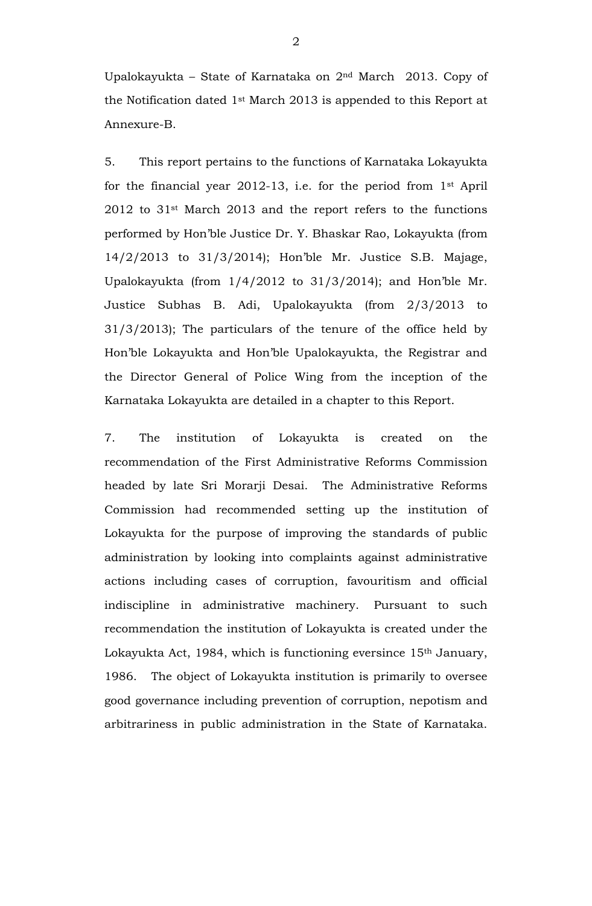Upalokayukta – State of Karnataka on 2nd March 2013. Copy of the Notification dated 1st March 2013 is appended to this Report at Annexure-B.

5. This report pertains to the functions of Karnataka Lokayukta for the financial year 2012-13, i.e. for the period from 1st April 2012 to 31st March 2013 and the report refers to the functions performed by Hon'ble Justice Dr. Y. Bhaskar Rao, Lokayukta (from 14/2/2013 to 31/3/2014); Hon'ble Mr. Justice S.B. Majage, Upalokayukta (from 1/4/2012 to 31/3/2014); and Hon'ble Mr. Justice Subhas B. Adi, Upalokayukta (from 2/3/2013 to 31/3/2013); The particulars of the tenure of the office held by Hon'ble Lokayukta and Hon'ble Upalokayukta, the Registrar and the Director General of Police Wing from the inception of the Karnataka Lokayukta are detailed in a chapter to this Report.

7. The institution of Lokayukta is created on the recommendation of the First Administrative Reforms Commission headed by late Sri Morarji Desai. The Administrative Reforms Commission had recommended setting up the institution of Lokayukta for the purpose of improving the standards of public administration by looking into complaints against administrative actions including cases of corruption, favouritism and official indiscipline in administrative machinery. Pursuant to such recommendation the institution of Lokayukta is created under the Lokayukta Act, 1984, which is functioning eversince 15th January, 1986. The object of Lokayukta institution is primarily to oversee good governance including prevention of corruption, nepotism and arbitrariness in public administration in the State of Karnataka.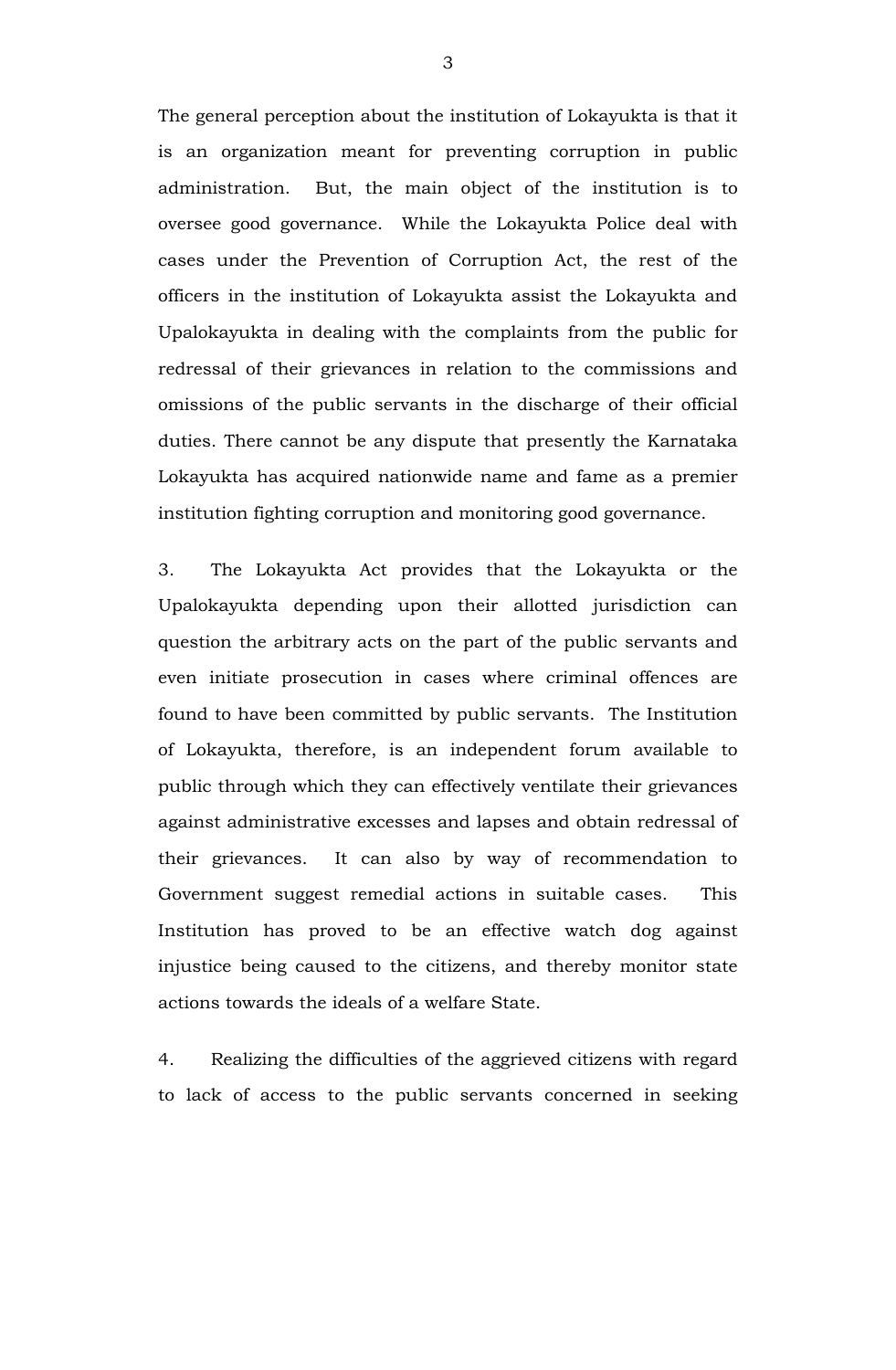The general perception about the institution of Lokayukta is that it is an organization meant for preventing corruption in public administration. But, the main object of the institution is to oversee good governance. While the Lokayukta Police deal with cases under the Prevention of Corruption Act, the rest of the officers in the institution of Lokayukta assist the Lokayukta and Upalokayukta in dealing with the complaints from the public for redressal of their grievances in relation to the commissions and omissions of the public servants in the discharge of their official duties. There cannot be any dispute that presently the Karnataka Lokayukta has acquired nationwide name and fame as a premier institution fighting corruption and monitoring good governance.

3. The Lokayukta Act provides that the Lokayukta or the Upalokayukta depending upon their allotted jurisdiction can question the arbitrary acts on the part of the public servants and even initiate prosecution in cases where criminal offences are found to have been committed by public servants. The Institution of Lokayukta, therefore, is an independent forum available to public through which they can effectively ventilate their grievances against administrative excesses and lapses and obtain redressal of their grievances. It can also by way of recommendation to Government suggest remedial actions in suitable cases. This Institution has proved to be an effective watch dog against injustice being caused to the citizens, and thereby monitor state actions towards the ideals of a welfare State.

4. Realizing the difficulties of the aggrieved citizens with regard to lack of access to the public servants concerned in seeking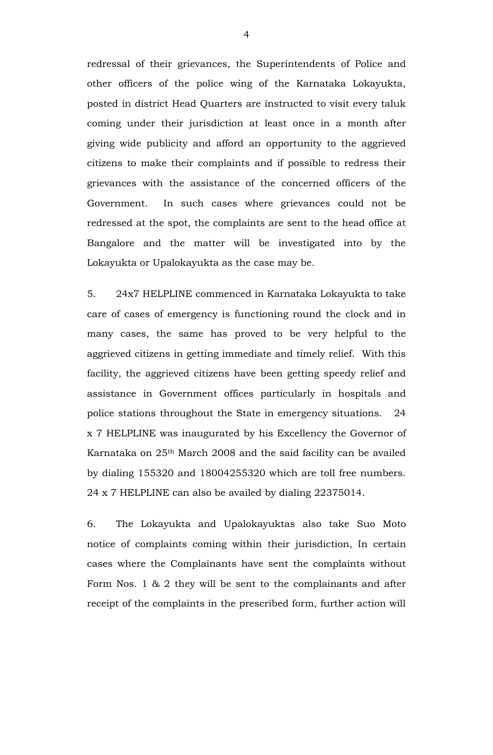redressal of their grievances, the Superintendents of Police and other officers of the police wing of the Karnataka Lokayukta, posted in district Head Quarters are instructed to visit every taluk coming under their jurisdiction at least once in a month after giving wide publicity and afford an opportunity to the aggrieved citizens to make their complaints and if possible to redress their grievances with the assistance of the concerned officers of the Government. In such cases where grievances could not be redressed at the spot, the complaints are sent to the head office at Bangalore and the matter will be investigated into by the Lokayukta or Upalokayukta as the case may be.

5. 24x7 HELPLINE commenced in Karnataka Lokayukta to take care of cases of emergency is functioning round the clock and in many cases, the same has proved to be very helpful to the aggrieved citizens in getting immediate and timely relief. With this facility, the aggrieved citizens have been getting speedy relief and assistance in Government offices particularly in hospitals and police stations throughout the State in emergency situations. 24 x 7 HELPLINE was inaugurated by his Excellency the Governor of Karnataka on 25th March 2008 and the said facility can be availed by dialing 155320 and 18004255320 which are toll free numbers. 24 x 7 HELPLINE can also be availed by dialing 22375014.

6. The Lokayukta and Upalokayuktas also take Suo Moto notice of complaints coming within their jurisdiction, In certain cases where the Complainants have sent the complaints without Form Nos. 1 & 2 they will be sent to the complainants and after receipt of the complaints in the prescribed form, further action will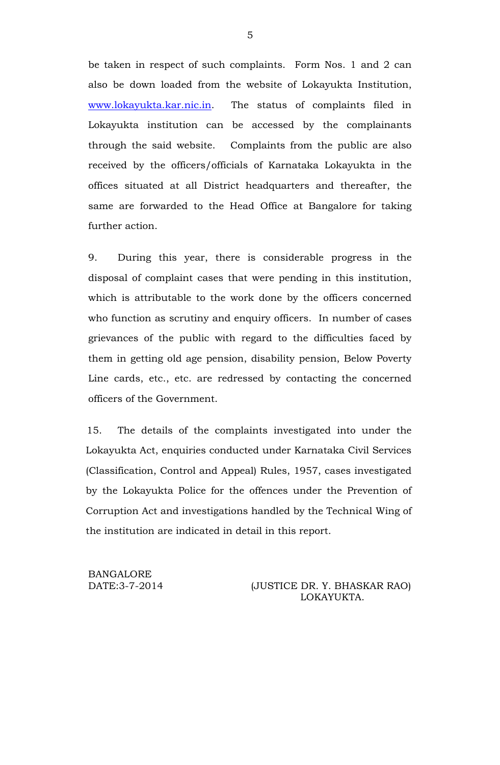be taken in respect of such complaints. Form Nos. 1 and 2 can also be down loaded from the website of Lokayukta Institution, www.lokayukta.kar.nic.in. The status of complaints filed in Lokayukta institution can be accessed by the complainants through the said website. Complaints from the public are also received by the officers/officials of Karnataka Lokayukta in the offices situated at all District headquarters and thereafter, the same are forwarded to the Head Office at Bangalore for taking further action.

9. During this year, there is considerable progress in the disposal of complaint cases that were pending in this institution, which is attributable to the work done by the officers concerned who function as scrutiny and enquiry officers. In number of cases grievances of the public with regard to the difficulties faced by them in getting old age pension, disability pension, Below Poverty Line cards, etc., etc. are redressed by contacting the concerned officers of the Government.

15. The details of the complaints investigated into under the Lokayukta Act, enquiries conducted under Karnataka Civil Services (Classification, Control and Appeal) Rules, 1957, cases investigated by the Lokayukta Police for the offences under the Prevention of Corruption Act and investigations handled by the Technical Wing of the institution are indicated in detail in this report.

BANGALORE
DATE:3-7-2014

(JUSTICE DR. Y. BHASKAR RAO)
LOKAYUKTA.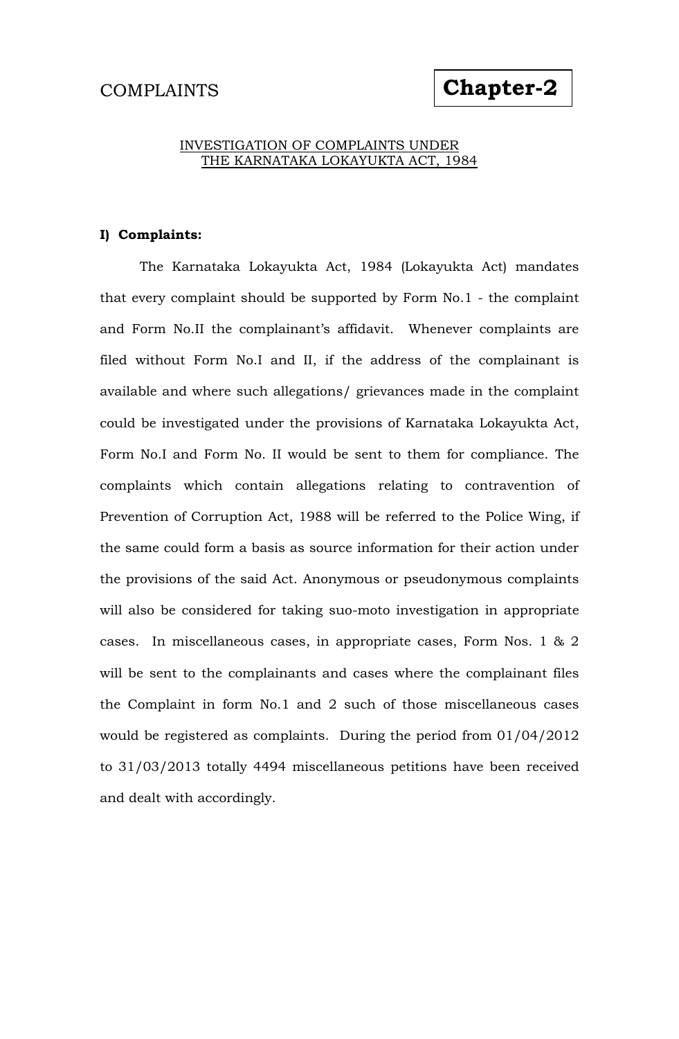COMPLAINTS

# Chapter-2

## INVESTIGATION OF COMPLAINTS UNDER THE KARNATAKA LOKAYUKTA ACT, 1984

**I) Complaints:**

The Karnataka Lokayukta Act, 1984 (Lokayukta Act) mandates that every complaint should be supported by Form No.1 - the complaint and Form No.II the complainant's affidavit. Whenever complaints are filed without Form No.I and II, if the address of the complainant is available and where such allegations/ grievances made in the complaint could be investigated under the provisions of Karnataka Lokayukta Act, Form No.I and Form No. II would be sent to them for compliance. The complaints which contain allegations relating to contravention of Prevention of Corruption Act, 1988 will be referred to the Police Wing, if the same could form a basis as source information for their action under the provisions of the said Act. Anonymous or pseudonymous complaints will also be considered for taking suo-moto investigation in appropriate cases. In miscellaneous cases, in appropriate cases, Form Nos. 1 & 2 will be sent to the complainants and cases where the complainant files the Complaint in form No.1 and 2 such of those miscellaneous cases would be registered as complaints. During the period from 01/04/2012 to 31/03/2013 totally 4494 miscellaneous petitions have been received and dealt with accordingly.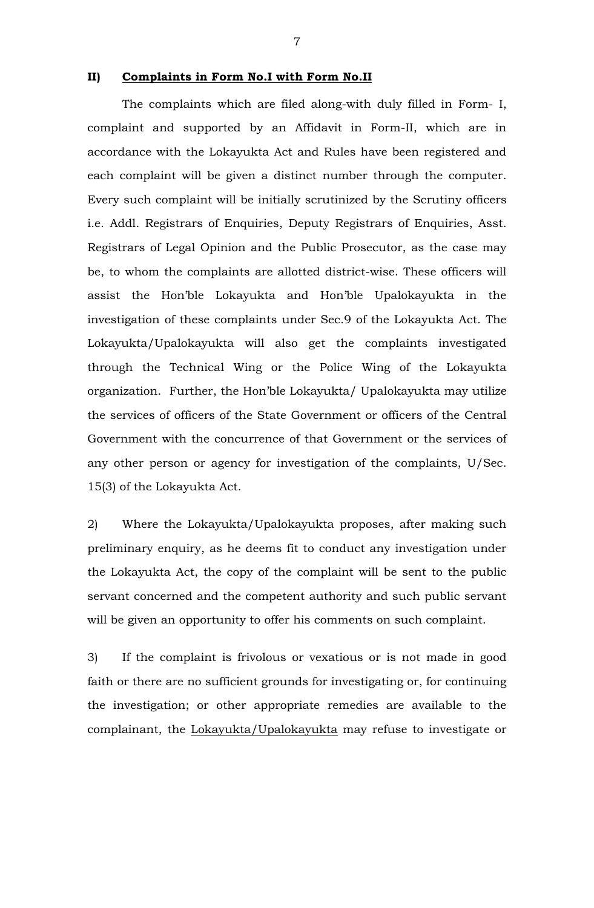## II) **Complaints in Form No.I with Form No.II**

The complaints which are filed along-with duly filled in Form- I, complaint and supported by an Affidavit in Form-II, which are in accordance with the Lokayukta Act and Rules have been registered and each complaint will be given a distinct number through the computer. Every such complaint will be initially scrutinized by the Scrutiny officers i.e. Addl. Registrars of Enquiries, Deputy Registrars of Enquiries, Asst. Registrars of Legal Opinion and the Public Prosecutor, as the case may be, to whom the complaints are allotted district-wise. These officers will assist the Hon'ble Lokayukta and Hon'ble Upalokayukta in the investigation of these complaints under Sec.9 of the Lokayukta Act. The Lokayukta/Upalokayukta will also get the complaints investigated through the Technical Wing or the Police Wing of the Lokayukta organization. Further, the Hon'ble Lokayukta/ Upalokayukta may utilize the services of officers of the State Government or officers of the Central Government with the concurrence of that Government or the services of any other person or agency for investigation of the complaints, U/Sec. 15(3) of the Lokayukta Act.

2) Where the Lokayukta/Upalokayukta proposes, after making such preliminary enquiry, as he deems fit to conduct any investigation under the Lokayukta Act, the copy of the complaint will be sent to the public servant concerned and the competent authority and such public servant will be given an opportunity to offer his comments on such complaint.

3) If the complaint is frivolous or vexatious or is not made in good faith or there are no sufficient grounds for investigating or, for continuing the investigation; or other appropriate remedies are available to the complainant, the <u>Lokayukta/Upalokayukta</u> may refuse to investigate or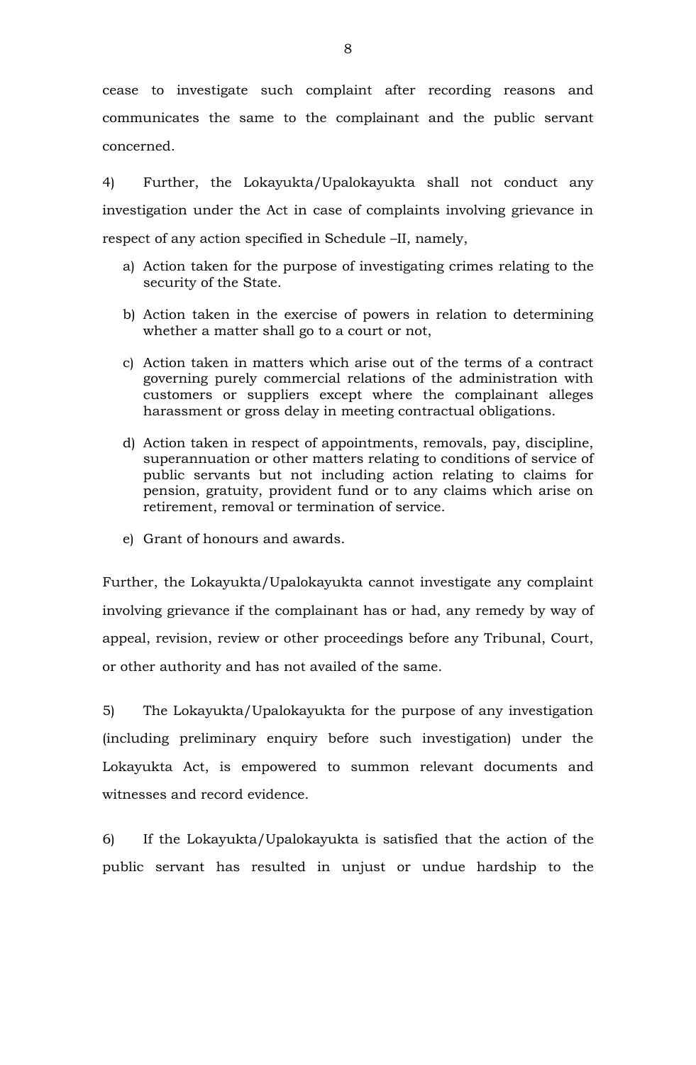cease to investigate such complaint after recording reasons and communicates the same to the complainant and the public servant concerned.

4) Further, the Lokayukta/Upalokayukta shall not conduct any investigation under the Act in case of complaints involving grievance in respect of any action specified in Schedule –II, namely,

a) Action taken for the purpose of investigating crimes relating to the security of the State.

b) Action taken in the exercise of powers in relation to determining whether a matter shall go to a court or not,

c) Action taken in matters which arise out of the terms of a contract governing purely commercial relations of the administration with customers or suppliers except where the complainant alleges harassment or gross delay in meeting contractual obligations.

d) Action taken in respect of appointments, removals, pay, discipline, superannuation or other matters relating to conditions of service of public servants but not including action relating to claims for pension, gratuity, provident fund or to any claims which arise on retirement, removal or termination of service.

e) Grant of honours and awards.

Further, the Lokayukta/Upalokayukta cannot investigate any complaint involving grievance if the complainant has or had, any remedy by way of appeal, revision, review or other proceedings before any Tribunal, Court, or other authority and has not availed of the same.

5) The Lokayukta/Upalokayukta for the purpose of any investigation (including preliminary enquiry before such investigation) under the Lokayukta Act, is empowered to summon relevant documents and witnesses and record evidence.

6) If the Lokayukta/Upalokayukta is satisfied that the action of the public servant has resulted in unjust or undue hardship to the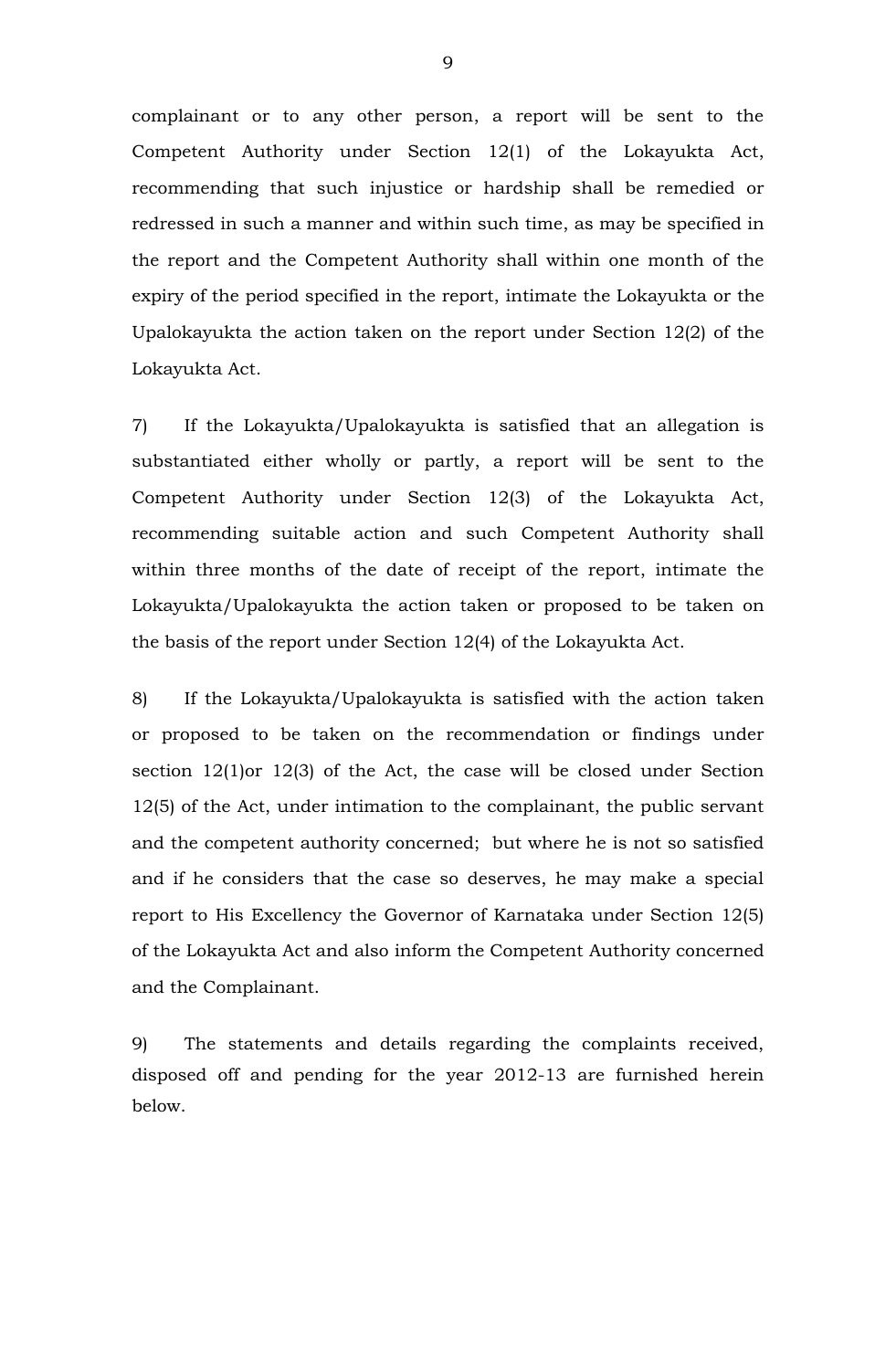complainant or to any other person, a report will be sent to the Competent Authority under Section 12(1) of the Lokayukta Act, recommending that such injustice or hardship shall be remedied or redressed in such a manner and within such time, as may be specified in the report and the Competent Authority shall within one month of the expiry of the period specified in the report, intimate the Lokayukta or the Upalokayukta the action taken on the report under Section 12(2) of the Lokayukta Act.

7) If the Lokayukta/Upalokayukta is satisfied that an allegation is substantiated either wholly or partly, a report will be sent to the Competent Authority under Section 12(3) of the Lokayukta Act, recommending suitable action and such Competent Authority shall within three months of the date of receipt of the report, intimate the Lokayukta/Upalokayukta the action taken or proposed to be taken on the basis of the report under Section 12(4) of the Lokayukta Act.

8) If the Lokayukta/Upalokayukta is satisfied with the action taken or proposed to be taken on the recommendation or findings under section 12(1)or 12(3) of the Act, the case will be closed under Section 12(5) of the Act, under intimation to the complainant, the public servant and the competent authority concerned; but where he is not so satisfied and if he considers that the case so deserves, he may make a special report to His Excellency the Governor of Karnataka under Section 12(5) of the Lokayukta Act and also inform the Competent Authority concerned and the Complainant.

9) The statements and details regarding the complaints received, disposed off and pending for the year 2012-13 are furnished herein below.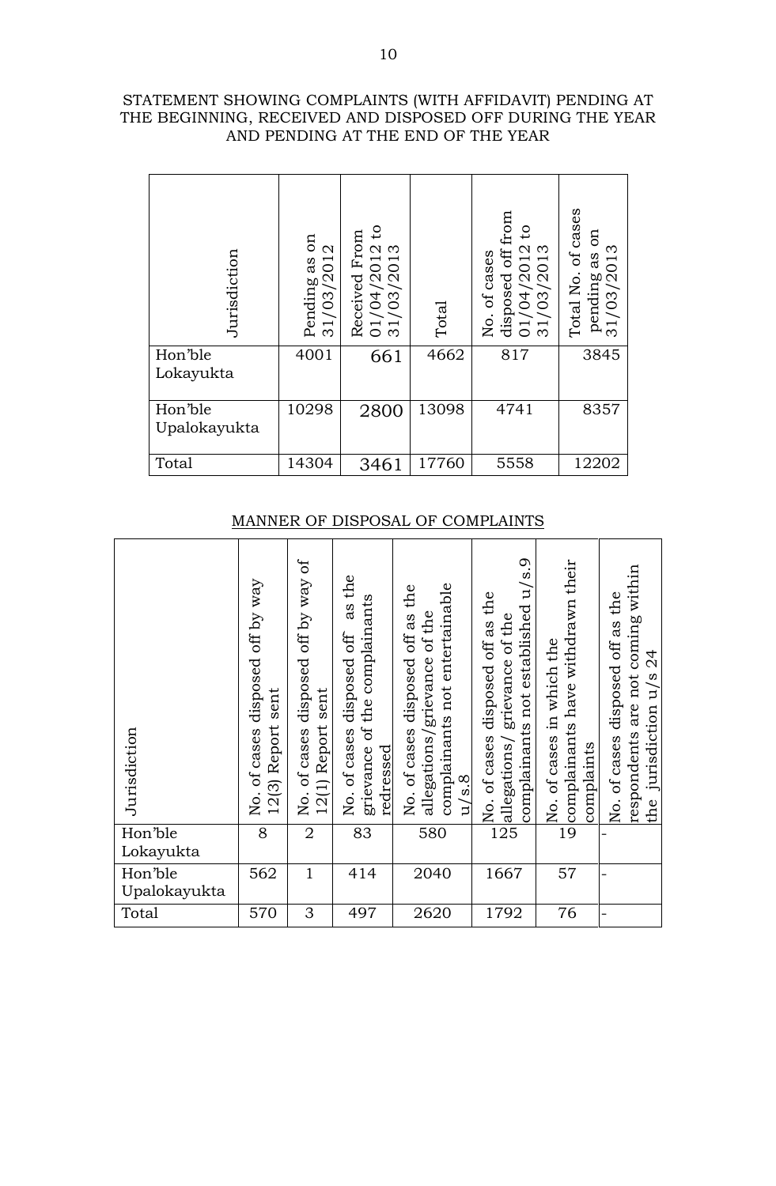STATEMENT SHOWING COMPLAINTS (WITH AFFIDAVIT) PENDING AT THE BEGINNING, RECEIVED AND DISPOSED OFF DURING THE YEAR AND PENDING AT THE END OF THE YEAR

| Jurisdiction | Pending as on 31/03/2012 | Received From 01/04/2012 to 31/03/2013 | Total | No. of cases disposed off from 01/04/2012 to 31/03/2013 | Total No. of cases pending as on 31/03/2013 |
|---|---|---|---|---|---|
| Hon'ble Lokayukta | 4001 | 661 | 4662 | 817 | 3845 |
| Hon'ble Upalokayukta | 10298 | 2800 | 13098 | 4741 | 8357 |
| Total | 14304 | 3461 | 17760 | 5558 | 12202 |

MANNER OF DISPOSAL OF COMPLAINTS

| Jurisdiction | No. of cases disposed off by way 12(3) Report sent | No. of cases disposed off by way of 12(1) Report sent | No. of cases disposed off as the grievance of the complainants redressed | No. of cases disposed off as the allegations/grievance of the complainants not entertainable u/s.8 | No. of cases disposed off as the allegations/ grievance of the complainants not established u/s.9 | No. of cases in which the complainants have withdrawn their complaints | No. of cases disposed off as the respondents are not coming within the jurisdiction u/s 24 |
|---|---|---|---|---|---|---|---|
| Hon'ble Lokayukta | 8 | 2 | 83 | 580 | 125 | 19 | - |
| Hon'ble Upalokayukta | 562 | 1 | 414 | 2040 | 1667 | 57 | - |
| Total | 570 | 3 | 497 | 2620 | 1792 | 76 | - |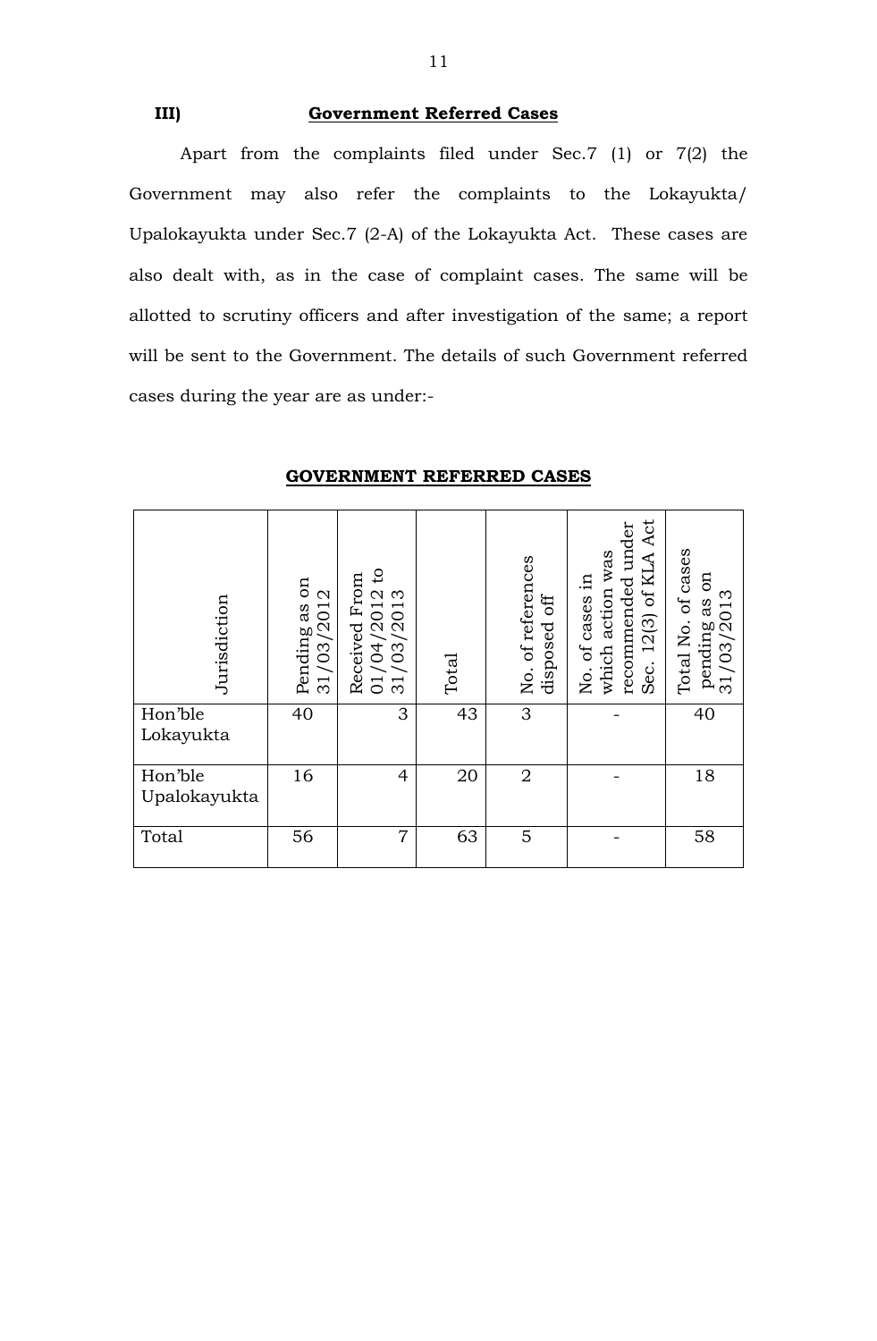### III) Government Referred Cases

Apart from the complaints filed under Sec.7 (1) or 7(2) the Government may also refer the complaints to the Lokayukta/ Upalokayukta under Sec.7 (2-A) of the Lokayukta Act. These cases are also dealt with, as in the case of complaint cases. The same will be allotted to scrutiny officers and after investigation of the same; a report will be sent to the Government. The details of such Government referred cases during the year are as under:-

**GOVERNMENT REFERRED CASES**

| Jurisdiction | Pending as on 31/03/2012 | Received From 01/04/2012 to 31/03/2013 | Total | No. of references disposed off | No. of cases in which action was recommended under Sec. 12(3) of KLA Act | Total No. of cases pending as on 31/03/2013 |
|---|---|---|---|---|---|---|
| Hon'ble Lokayukta | 40 | 3 | 43 | 3 | - | 40 |
| Hon'ble Upalokayukta | 16 | 4 | 20 | 2 | - | 18 |
| Total | 56 | 7 | 63 | 5 | - | 58 |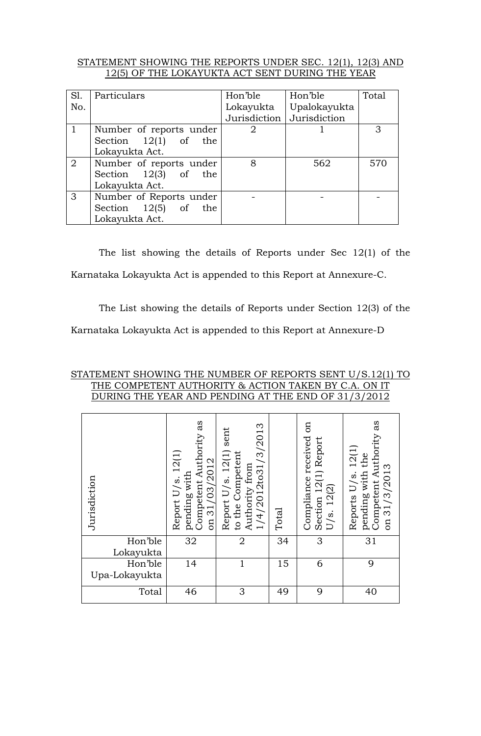## STATEMENT SHOWING THE REPORTS UNDER SEC. 12(1), 12(3) AND 12(5) OF THE LOKAYUKTA ACT SENT DURING THE YEAR

| Sl. No. | Particulars | Hon'ble Lokayukta Jurisdiction | Hon'ble Upalokayukta Jurisdiction | Total |
|---|---|---|---|---|
| 1 | Number of reports under Section 12(1) of the Lokayukta Act. | 2 | 1 | 3 |
| 2 | Number of reports under Section 12(3) of the Lokayukta Act. | 8 | 562 | 570 |
| 3 | Number of Reports under Section 12(5) of the Lokayukta Act. | - | - | - |

The list showing the details of Reports under Sec 12(1) of the Karnataka Lokayukta Act is appended to this Report at Annexure-C.

The List showing the details of Reports under Section 12(3) of the Karnataka Lokayukta Act is appended to this Report at Annexure-D

## STATEMENT SHOWING THE NUMBER OF REPORTS SENT U/S.12(1) TO THE COMPETENT AUTHORITY & ACTION TAKEN BY C.A. ON IT DURING THE YEAR AND PENDING AT THE END OF 31/3/2012

| Jurisdiction | Report U/s. 12(1) pending with Competent Authority as on 31/03/2012 | Report U/s. 12(1) sent to the Competent Authority from 1/4/2012to31/3/2013 | Total | Compliance received on Section 12(1) Report U/s. 12(2) | Reports U/s. 12(1) pending with the Competent Authority as on 31/3/2013 |
|---|---|---|---|---|---|
| Hon'ble Lokayukta | 32 | 2 | 34 | 3 | 31 |
| Hon'ble Upa-Lokayukta | 14 | 1 | 15 | 6 | 9 |
| Total | 46 | 3 | 49 | 9 | 40 |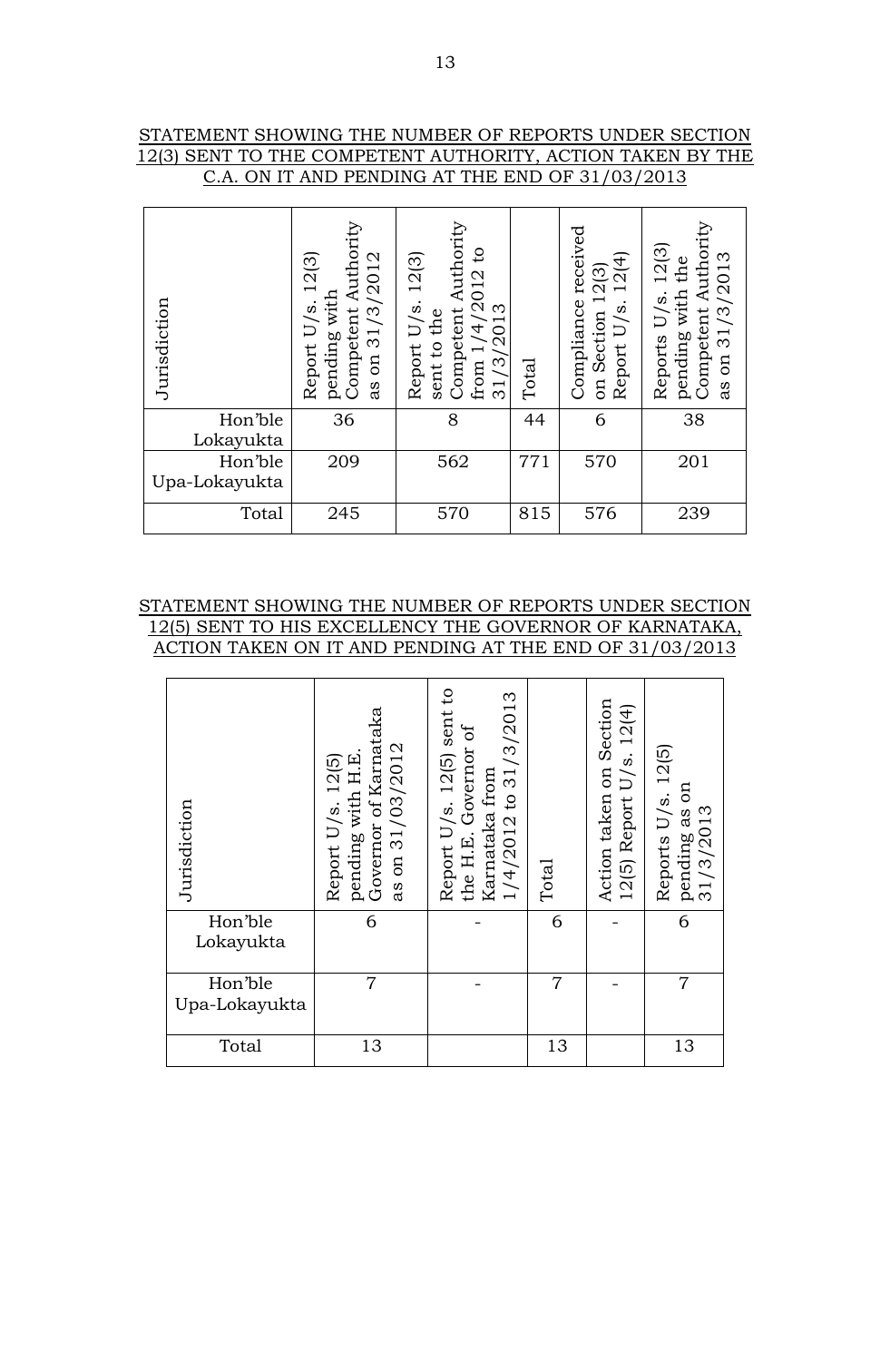STATEMENT SHOWING THE NUMBER OF REPORTS UNDER SECTION 12(3) SENT TO THE COMPETENT AUTHORITY, ACTION TAKEN BY THE C.A. ON IT AND PENDING AT THE END OF 31/03/2013

| Jurisdiction | Report U/s. 12(3) pending with Competent Authority as on 31/3/2012 | Report U/s. 12(3) sent to the Competent Authority from 1/4/2012 to 31/3/2013 | Total | Compliance received on Section 12(3) Report U/s. 12(4) | Reports U/s. 12(3) pending with the Competent Authority as on 31/3/2013 |
|---|---|---|---|---|---|
| Hon'ble Lokayukta | 36 | 8 | 44 | 6 | 38 |
| Hon'ble Upa-Lokayukta | 209 | 562 | 771 | 570 | 201 |
| Total | 245 | 570 | 815 | 576 | 239 |

STATEMENT SHOWING THE NUMBER OF REPORTS UNDER SECTION 12(5) SENT TO HIS EXCELLENCY THE GOVERNOR OF KARNATAKA, ACTION TAKEN ON IT AND PENDING AT THE END OF 31/03/2013

| Jurisdiction | Report U/s. 12(5) pending with H.E. Governor of Karnataka as on 31/03/2012 | Report U/s. 12(5) sent to the H.E. Governor of Karnataka from 1/4/2012 to 31/3/2013 | Total | Action taken on Section 12(5) Report U/s. 12(4) | Reports U/s. 12(5) pending as on 31/3/2013 |
|---|---|---|---|---|---|
| Hon'ble Lokayukta | 6 | - | 6 | - | 6 |
| Hon'ble Upa-Lokayukta | 7 | - | 7 | - | 7 |
| Total | 13 | | 13 | | 13 |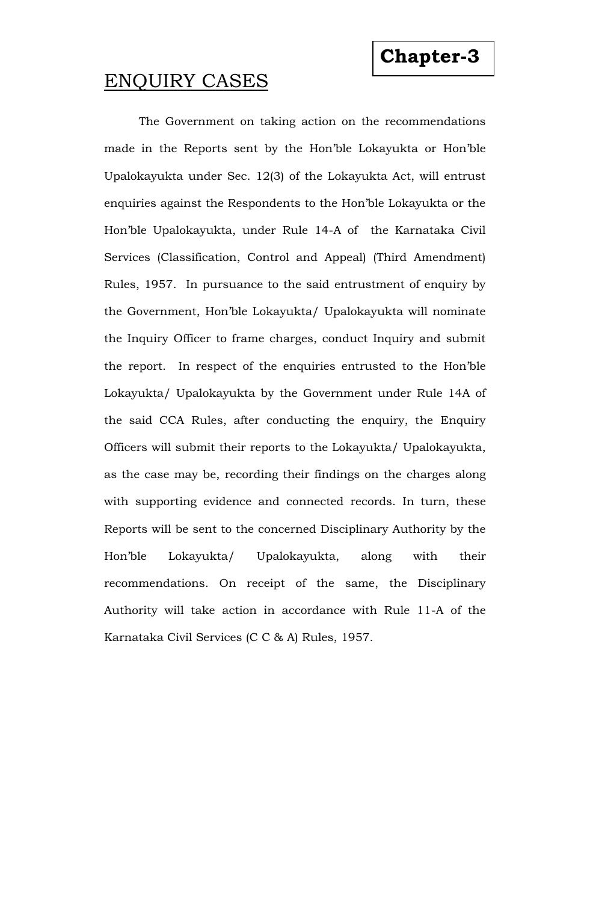**Chapter-3**

## ENQUIRY CASES

The Government on taking action on the recommendations made in the Reports sent by the Hon'ble Lokayukta or Hon'ble Upalokayukta under Sec. 12(3) of the Lokayukta Act, will entrust enquiries against the Respondents to the Hon'ble Lokayukta or the Hon'ble Upalokayukta, under Rule 14-A of the Karnataka Civil Services (Classification, Control and Appeal) (Third Amendment) Rules, 1957. In pursuance to the said entrustment of enquiry by the Government, Hon'ble Lokayukta/ Upalokayukta will nominate the Inquiry Officer to frame charges, conduct Inquiry and submit the report. In respect of the enquiries entrusted to the Hon'ble Lokayukta/ Upalokayukta by the Government under Rule 14A of the said CCA Rules, after conducting the enquiry, the Enquiry Officers will submit their reports to the Lokayukta/ Upalokayukta, as the case may be, recording their findings on the charges along with supporting evidence and connected records. In turn, these Reports will be sent to the concerned Disciplinary Authority by the Hon'ble Lokayukta/ Upalokayukta, along with their recommendations. On receipt of the same, the Disciplinary Authority will take action in accordance with Rule 11-A of the Karnataka Civil Services (C C & A) Rules, 1957.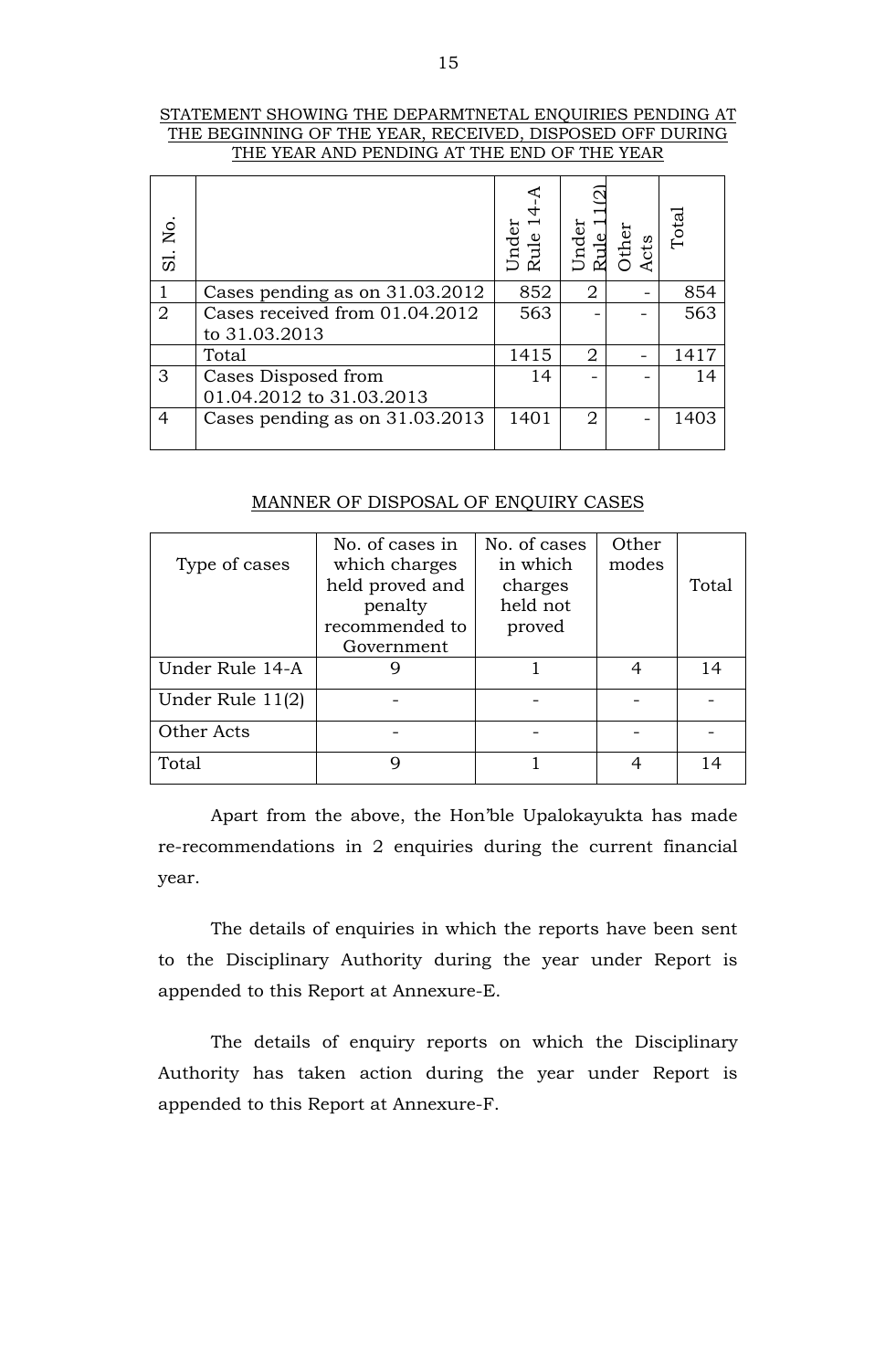STATEMENT SHOWING THE DEPARMTNETAL ENQUIRIES PENDING AT THE BEGINNING OF THE YEAR, RECEIVED, DISPOSED OFF DURING THE YEAR AND PENDING AT THE END OF THE YEAR

| Sl. No. | | Under Rule 14-A | Under Rule 11(2) | Other Acts | Total |
|---|---|---|---|---|---|
| 1 | Cases pending as on 31.03.2012 | 852 | 2 | - | 854 |
| 2 | Cases received from 01.04.2012 to 31.03.2013 | 563 | - | - | 563 |
| | Total | 1415 | 2 | - | 1417 |
| 3 | Cases Disposed from 01.04.2012 to 31.03.2013 | 14 | - | - | 14 |
| 4 | Cases pending as on 31.03.2013 | 1401 | 2 | - | 1403 |

MANNER OF DISPOSAL OF ENQUIRY CASES

| Type of cases | No. of cases in which charges held proved and penalty recommended to Government | No. of cases in which charges held not proved | Other modes | Total |
|---|---|---|---|---|
| Under Rule 14-A | 9 | 1 | 4 | 14 |
| Under Rule 11(2) | - | - | - | - |
| Other Acts | - | - | - | - |
| Total | 9 | 1 | 4 | 14 |

Apart from the above, the Hon'ble Upalokayukta has made re-recommendations in 2 enquiries during the current financial year.

The details of enquiries in which the reports have been sent to the Disciplinary Authority during the year under Report is appended to this Report at Annexure-E.

The details of enquiry reports on which the Disciplinary Authority has taken action during the year under Report is appended to this Report at Annexure-F.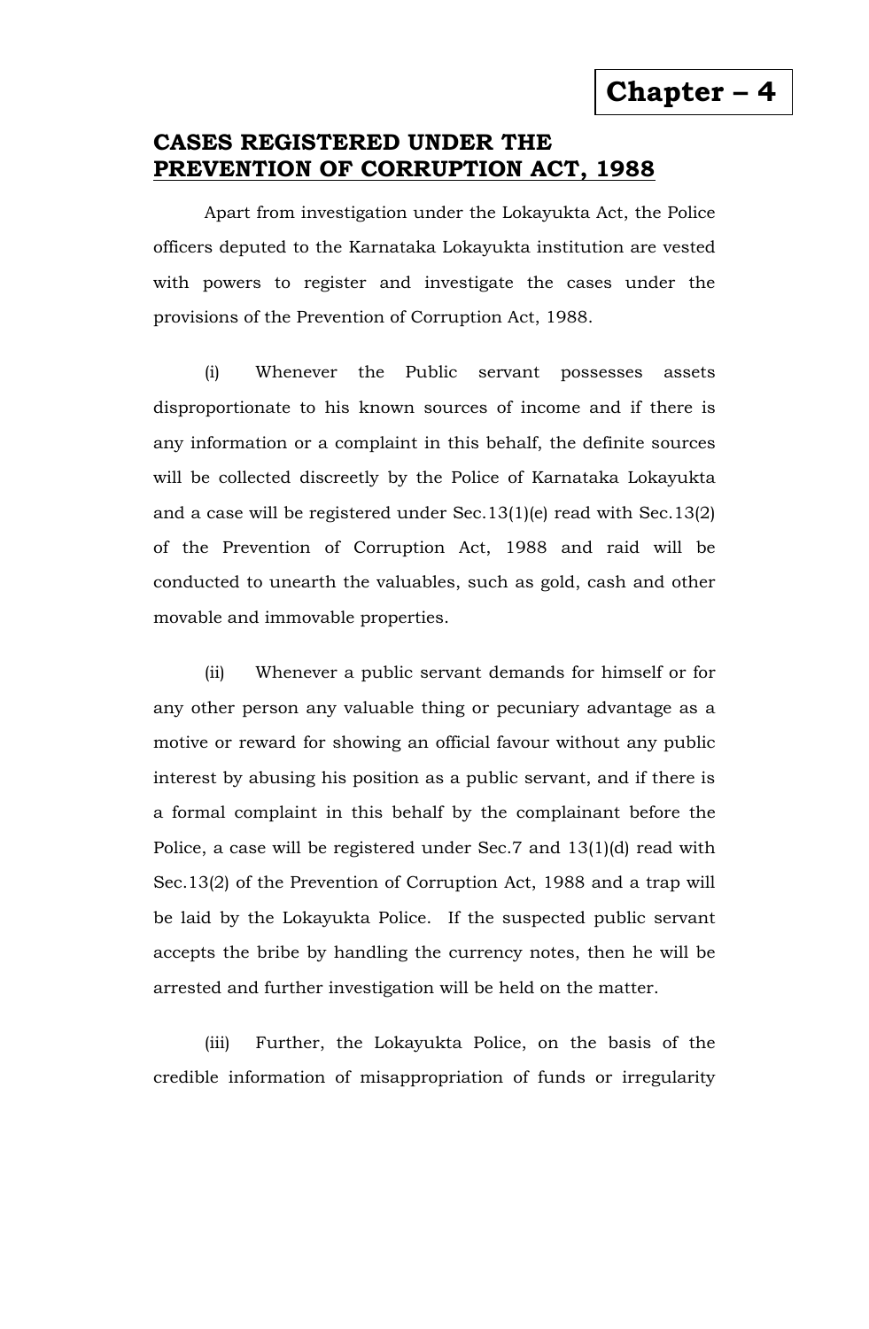# Chapter – 4

## CASES REGISTERED UNDER THE PREVENTION OF CORRUPTION ACT, 1988

Apart from investigation under the Lokayukta Act, the Police officers deputed to the Karnataka Lokayukta institution are vested with powers to register and investigate the cases under the provisions of the Prevention of Corruption Act, 1988.

(i) Whenever the Public servant possesses assets disproportionate to his known sources of income and if there is any information or a complaint in this behalf, the definite sources will be collected discreetly by the Police of Karnataka Lokayukta and a case will be registered under Sec.13(1)(e) read with Sec.13(2) of the Prevention of Corruption Act, 1988 and raid will be conducted to unearth the valuables, such as gold, cash and other movable and immovable properties.

(ii) Whenever a public servant demands for himself or for any other person any valuable thing or pecuniary advantage as a motive or reward for showing an official favour without any public interest by abusing his position as a public servant, and if there is a formal complaint in this behalf by the complainant before the Police, a case will be registered under Sec.7 and 13(1)(d) read with Sec.13(2) of the Prevention of Corruption Act, 1988 and a trap will be laid by the Lokayukta Police. If the suspected public servant accepts the bribe by handling the currency notes, then he will be arrested and further investigation will be held on the matter.

(iii) Further, the Lokayukta Police, on the basis of the credible information of misappropriation of funds or irregularity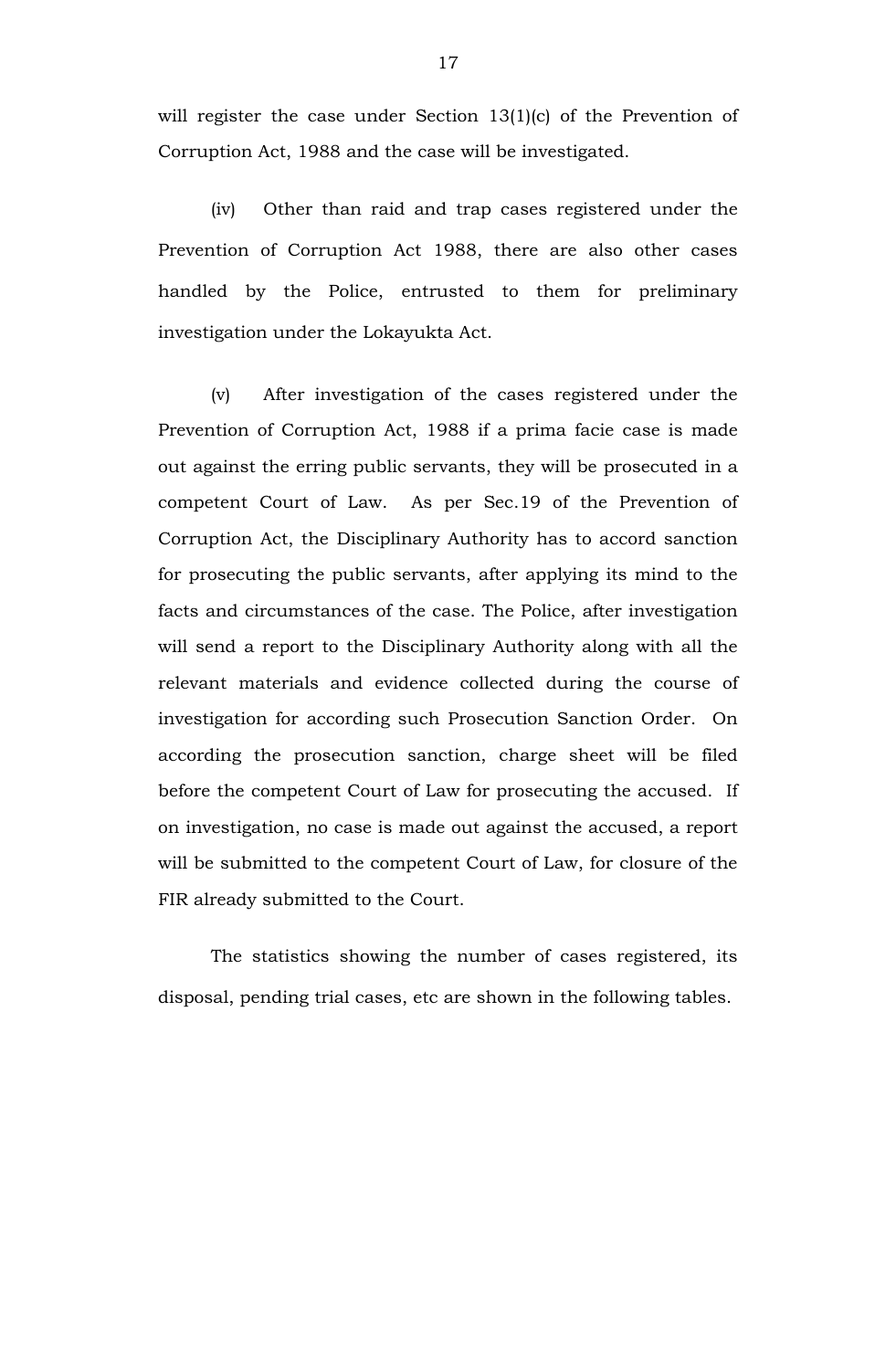will register the case under Section 13(1)(c) of the Prevention of Corruption Act, 1988 and the case will be investigated.

(iv) Other than raid and trap cases registered under the Prevention of Corruption Act 1988, there are also other cases handled by the Police, entrusted to them for preliminary investigation under the Lokayukta Act.

(v) After investigation of the cases registered under the Prevention of Corruption Act, 1988 if a prima facie case is made out against the erring public servants, they will be prosecuted in a competent Court of Law. As per Sec.19 of the Prevention of Corruption Act, the Disciplinary Authority has to accord sanction for prosecuting the public servants, after applying its mind to the facts and circumstances of the case. The Police, after investigation will send a report to the Disciplinary Authority along with all the relevant materials and evidence collected during the course of investigation for according such Prosecution Sanction Order. On according the prosecution sanction, charge sheet will be filed before the competent Court of Law for prosecuting the accused. If on investigation, no case is made out against the accused, a report will be submitted to the competent Court of Law, for closure of the FIR already submitted to the Court.

The statistics showing the number of cases registered, its disposal, pending trial cases, etc are shown in the following tables.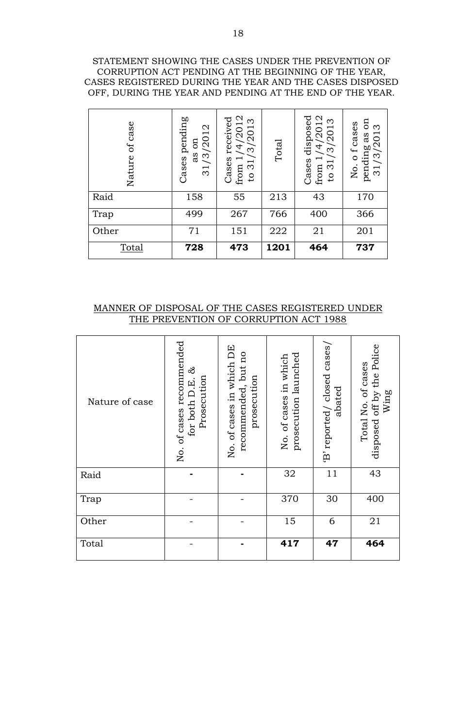STATEMENT SHOWING THE CASES UNDER THE PREVENTION OF CORRUPTION ACT PENDING AT THE BEGINNING OF THE YEAR, CASES REGISTERED DURING THE YEAR AND THE CASES DISPOSED OFF, DURING THE YEAR AND PENDING AT THE END OF THE YEAR.

| Nature of case | Cases pending as on 31/3/2012 | Cases received from 1/4/2012 to 31/3/2013 | Total | Cases disposed from 1/4/2012 to 31/3/2013 | No. o f cases pending as on 31/3/2013 |
|---|---|---|---|---|---|
| Raid | 158 | 55 | 213 | 43 | 170 |
| Trap | 499 | 267 | 766 | 400 | 366 |
| Other | 71 | 151 | 222 | 21 | 201 |
| Total | **728** | **473** | **1201** | **464** | **737** |

MANNER OF DISPOSAL OF THE CASES REGISTERED UNDER THE PREVENTION OF CORRUPTION ACT 1988

| Nature of case | No. of cases recommended for both D.E. & Prosecution | No. of cases in which DE recommended, but no prosecution | No. of cases in which prosecution launched | 'B' reported/ closed cases/ abated | Total No. of cases disposed off by the Police Wing |
|---|---|---|---|---|---|
| Raid | - | - | 32 | 11 | 43 |
| Trap | - | - | 370 | 30 | 400 |
| Other | - | - | 15 | 6 | 21 |
| Total | - | - | **417** | **47** | **464** |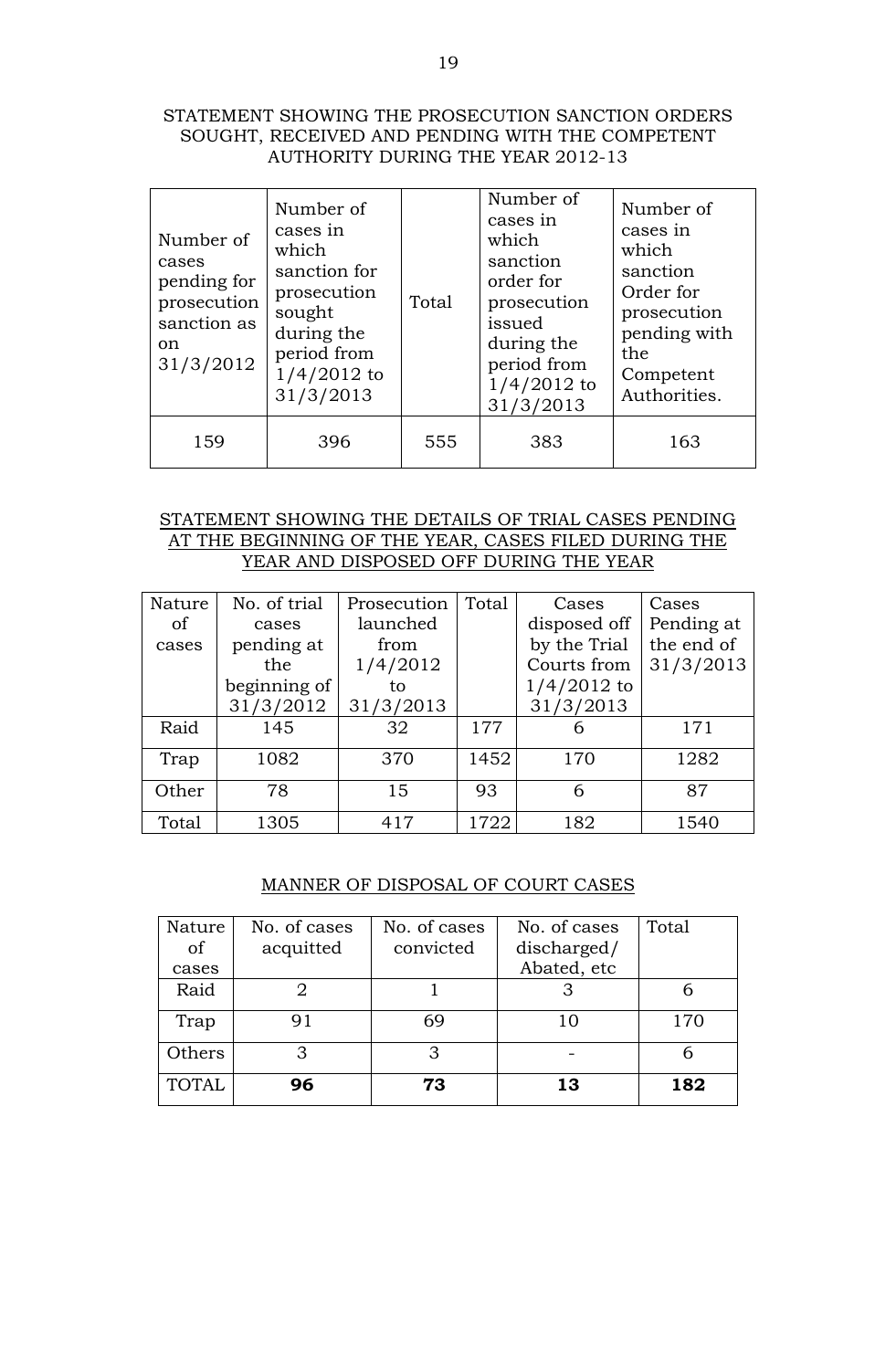STATEMENT SHOWING THE PROSECUTION SANCTION ORDERS SOUGHT, RECEIVED AND PENDING WITH THE COMPETENT AUTHORITY DURING THE YEAR 2012-13

| Number of cases pending for prosecution sanction as on 31/3/2012 | Number of cases in which sanction for prosecution sought during the period from 1/4/2012 to 31/3/2013 | Total | Number of cases in which sanction order for prosecution issued during the period from 1/4/2012 to 31/3/2013 | Number of cases in which sanction Order for prosecution pending with the Competent Authorities. |
|---|---|---|---|---|
| 159 | 396 | 555 | 383 | 163 |

STATEMENT SHOWING THE DETAILS OF TRIAL CASES PENDING AT THE BEGINNING OF THE YEAR, CASES FILED DURING THE YEAR AND DISPOSED OFF DURING THE YEAR

| Nature of cases | No. of trial cases pending at the beginning of 31/3/2012 | Prosecution launched from 1/4/2012 to 31/3/2013 | Total | Cases disposed off by the Trial Courts from 1/4/2012 to 31/3/2013 | Cases Pending at the end of 31/3/2013 |
|---|---|---|---|---|---|
| Raid | 145 | 32 | 177 | 6 | 171 |
| Trap | 1082 | 370 | 1452 | 170 | 1282 |
| Other | 78 | 15 | 93 | 6 | 87 |
| Total | 1305 | 417 | 1722 | 182 | 1540 |

MANNER OF DISPOSAL OF COURT CASES

| Nature of cases | No. of cases acquitted | No. of cases convicted | No. of cases discharged/ Abated, etc | Total |
|---|---|---|---|---|
| Raid | 2 | 1 | 3 | 6 |
| Trap | 91 | 69 | 10 | 170 |
| Others | 3 | 3 | - | 6 |
| TOTAL | **96** | **73** | **13** | **182** |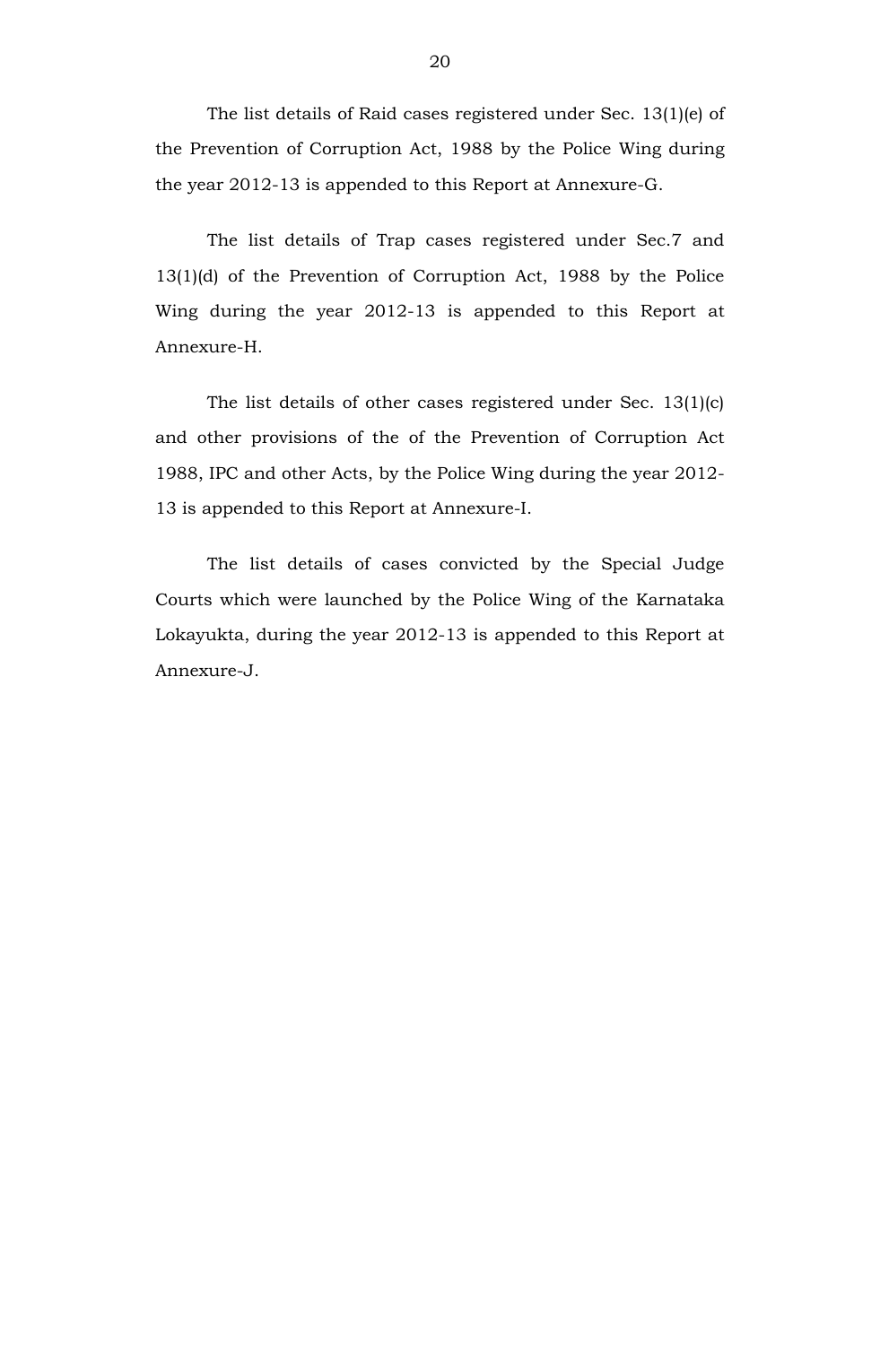The list details of Raid cases registered under Sec. 13(1)(e) of the Prevention of Corruption Act, 1988 by the Police Wing during the year 2012-13 is appended to this Report at Annexure-G.

The list details of Trap cases registered under Sec.7 and 13(1)(d) of the Prevention of Corruption Act, 1988 by the Police Wing during the year 2012-13 is appended to this Report at Annexure-H.

The list details of other cases registered under Sec. 13(1)(c) and other provisions of the of the Prevention of Corruption Act 1988, IPC and other Acts, by the Police Wing during the year 2012-13 is appended to this Report at Annexure-I.

The list details of cases convicted by the Special Judge Courts which were launched by the Police Wing of the Karnataka Lokayukta, during the year 2012-13 is appended to this Report at Annexure-J.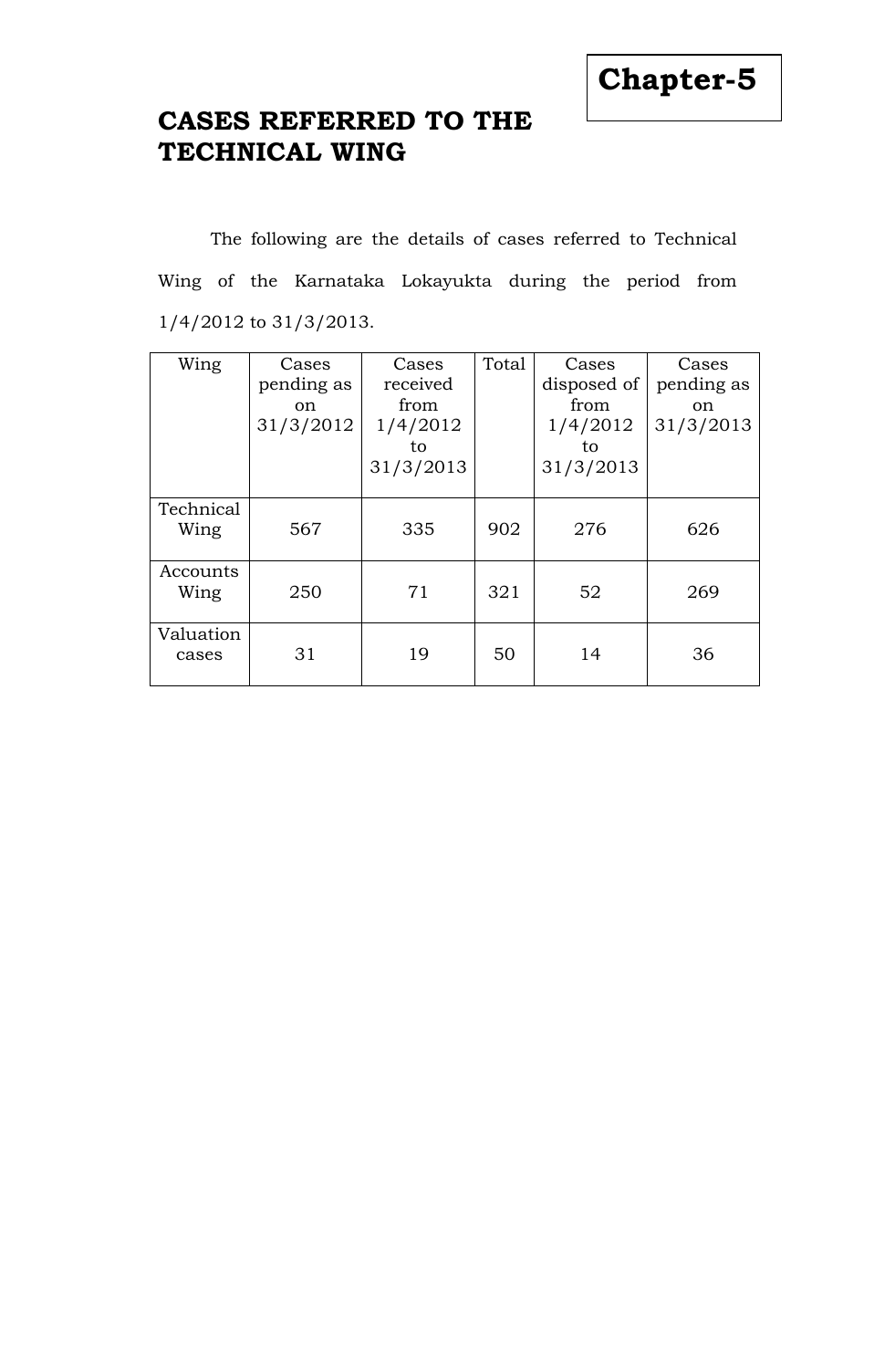# Chapter-5

## CASES REFERRED TO THE TECHNICAL WING

The following are the details of cases referred to Technical Wing of the Karnataka Lokayukta during the period from 1/4/2012 to 31/3/2013.

| Wing | Cases pending as on 31/3/2012 | Cases received from 1/4/2012 to 31/3/2013 | Total | Cases disposed of from 1/4/2012 to 31/3/2013 | Cases pending as on 31/3/2013 |
|---|---|---|---|---|---|
| Technical Wing | 567 | 335 | 902 | 276 | 626 |
| Accounts Wing | 250 | 71 | 321 | 52 | 269 |
| Valuation cases | 31 | 19 | 50 | 14 | 36 |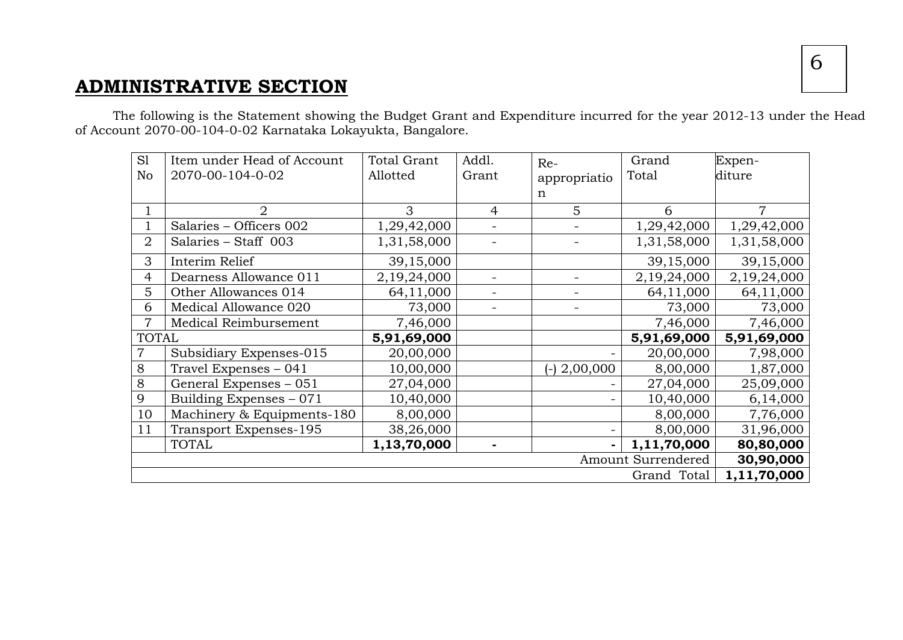## ADMINISTRATIVE SECTION

The following is the Statement showing the Budget Grant and Expenditure incurred for the year 2012-13 under the Head of Account 2070-00-104-0-02 Karnataka Lokayukta, Bangalore.

| Sl No | Item under Head of Account 2070-00-104-0-02 | Total Grant Allotted | Addl. Grant | Re-appropriation | Grand Total | Expen-diture |
|---|---|---|---|---|---|---|
| 1 | 2 | 3 | 4 | 5 | 6 | 7 |
| 1 | Salaries – Officers 002 | 1,29,42,000 | - | - | 1,29,42,000 | 1,29,42,000 |
| 2 | Salaries – Staff 003 | 1,31,58,000 | - | - | 1,31,58,000 | 1,31,58,000 |
| 3 | Interim Relief | 39,15,000 | | | 39,15,000 | 39,15,000 |
| 4 | Dearness Allowance 011 | 2,19,24,000 | - | - | 2,19,24,000 | 2,19,24,000 |
| 5 | Other Allowances 014 | 64,11,000 | - | - | 64,11,000 | 64,11,000 |
| 6 | Medical Allowance 020 | 73,000 | - | - | 73,000 | 73,000 |
| 7 | Medical Reimbursement | 7,46,000 | | | 7,46,000 | 7,46,000 |
| TOTAL | | **5,91,69,000** | | | **5,91,69,000** | **5,91,69,000** |
| 7 | Subsidiary Expenses-015 | 20,00,000 | | - | 20,00,000 | 7,98,000 |
| 8 | Travel Expenses – 041 | 10,00,000 | | (-) 2,00,000 | 8,00,000 | 1,87,000 |
| 8 | General Expenses – 051 | 27,04,000 | | - | 27,04,000 | 25,09,000 |
| 9 | Building Expenses – 071 | 10,40,000 | | - | 10,40,000 | 6,14,000 |
| 10 | Machinery & Equipments-180 | 8,00,000 | | | 8,00,000 | 7,76,000 |
| 11 | Transport Expenses-195 | 38,26,000 | | - | 8,00,000 | 31,96,000 |
| | TOTAL | **1,13,70,000** | **-** | **-** | **1,11,70,000** | **80,80,000** |
| | | | | | Amount Surrendered | **30,90,000** |
| | | | | | Grand Total | **1,11,70,000** |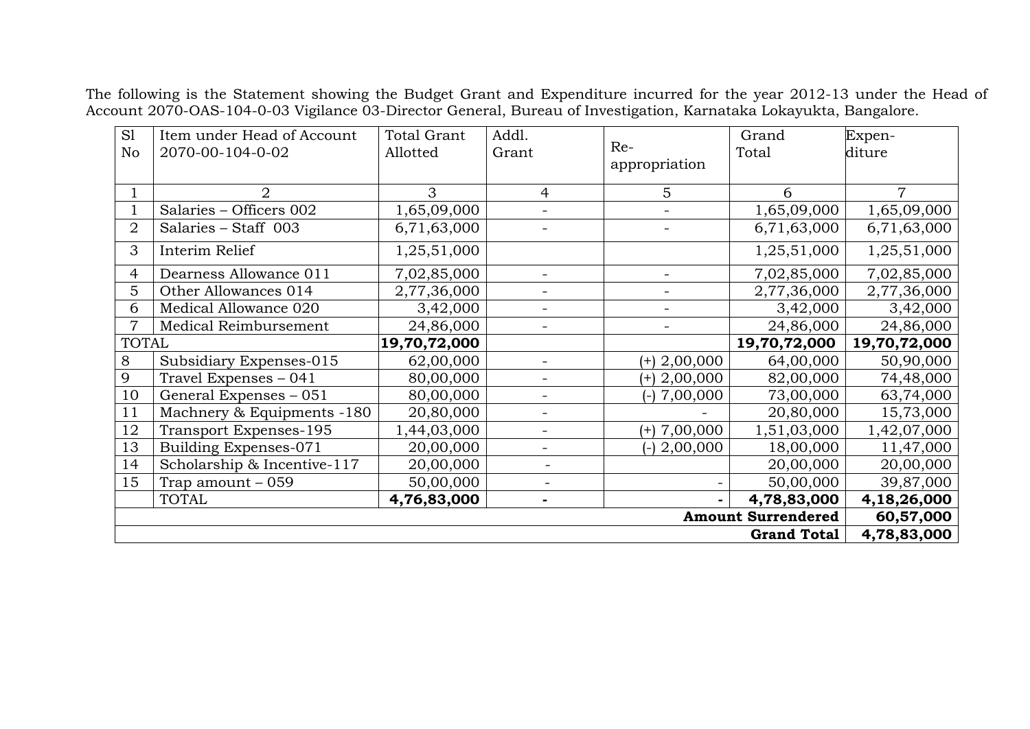The following is the Statement showing the Budget Grant and Expenditure incurred for the year 2012-13 under the Head of Account 2070-OAS-104-0-03 Vigilance 03-Director General, Bureau of Investigation, Karnataka Lokayukta, Bangalore.

| Sl No | Item under Head of Account 2070-00-104-0-02 | Total Grant Allotted | Addl. Grant | Re-appropriation | Grand Total | Expen-diture |
|---|---|---|---|---|---|---|
| 1 | 2 | 3 | 4 | 5 | 6 | 7 |
| 1 | Salaries – Officers 002 | 1,65,09,000 | - | - | 1,65,09,000 | 1,65,09,000 |
| 2 | Salaries – Staff 003 | 6,71,63,000 | - | - | 6,71,63,000 | 6,71,63,000 |
| 3 | Interim Relief | 1,25,51,000 | | | 1,25,51,000 | 1,25,51,000 |
| 4 | Dearness Allowance 011 | 7,02,85,000 | - | - | 7,02,85,000 | 7,02,85,000 |
| 5 | Other Allowances 014 | 2,77,36,000 | - | - | 2,77,36,000 | 2,77,36,000 |
| 6 | Medical Allowance 020 | 3,42,000 | - | - | 3,42,000 | 3,42,000 |
| 7 | Medical Reimbursement | 24,86,000 | - | - | 24,86,000 | 24,86,000 |
| TOTAL | | **19,70,72,000** | | | **19,70,72,000** | **19,70,72,000** |
| 8 | Subsidiary Expenses-015 | 62,00,000 | - | (+) 2,00,000 | 64,00,000 | 50,90,000 |
| 9 | Travel Expenses – 041 | 80,00,000 | - | (+) 2,00,000 | 82,00,000 | 74,48,000 |
| 10 | General Expenses – 051 | 80,00,000 | - | (-) 7,00,000 | 73,00,000 | 63,74,000 |
| 11 | Machnery & Equipments -180 | 20,80,000 | - | - | 20,80,000 | 15,73,000 |
| 12 | Transport Expenses-195 | 1,44,03,000 | - | (+) 7,00,000 | 1,51,03,000 | 1,42,07,000 |
| 13 | Building Expenses-071 | 20,00,000 | - | (-) 2,00,000 | 18,00,000 | 11,47,000 |
| 14 | Scholarship & Incentive-117 | 20,00,000 | - | | 20,00,000 | 20,00,000 |
| 15 | Trap amount – 059 | 50,00,000 | - | - | 50,00,000 | 39,87,000 |
| | TOTAL | **4,76,83,000** | **-** | **-** | **4,78,83,000** | **4,18,26,000** |
| | | | | | **Amount Surrendered** | **60,57,000** |
| | | | | | **Grand Total** | **4,78,83,000** |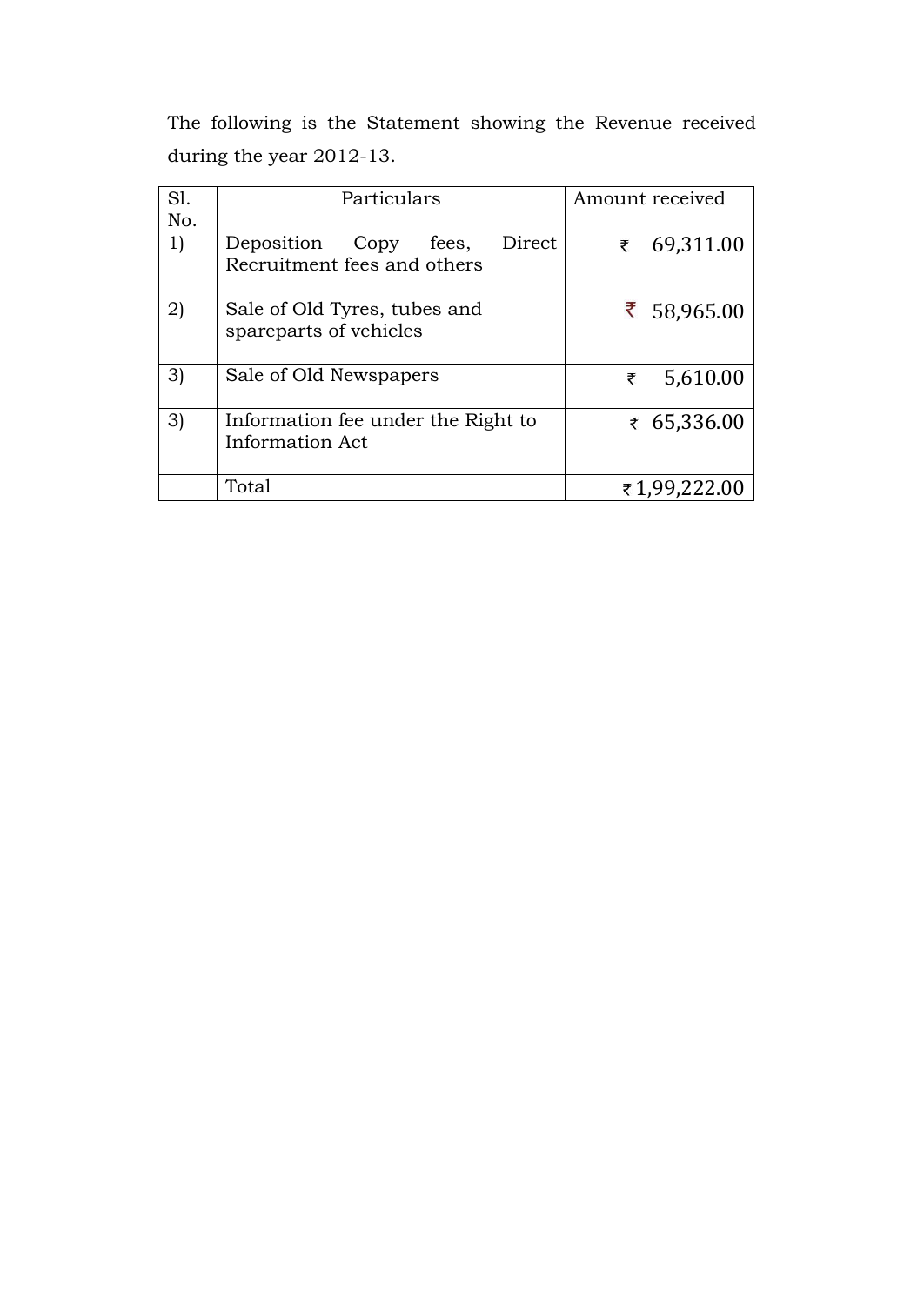The following is the Statement showing the Revenue received during the year 2012-13.

| Sl. No. | Particulars | Amount received |
|---|---|---|
| 1) | Deposition Copy fees, Direct Recruitment fees and others | ₹ 69,311.00 |
| 2) | Sale of Old Tyres, tubes and spareparts of vehicles | ₹ 58,965.00 |
| 3) | Sale of Old Newspapers | ₹ 5,610.00 |
| 3) | Information fee under the Right to Information Act | ₹ 65,336.00 |
| | Total | ₹ 1,99,222.00 |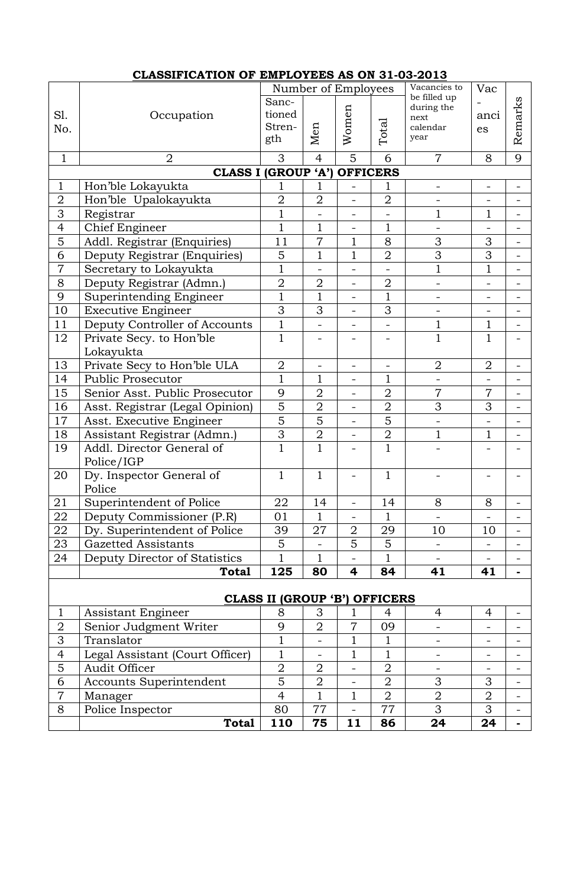**CLASSIFICATION OF EMPLOYEES AS ON 31-03-2013**

| Sl. No. | Occupation | Number of Employees | | | | Vacancies to be filled up during the next calendar year | Vac - anci es | Remarks |
|---|---|---|---|---|---|---|---|---|
| | | Sanc- tioned Stren- gth | Men | Women | Total | | | |
| 1 | 2 | 3 | 4 | 5 | 6 | 7 | 8 | 9 |
| | **CLASS I (GROUP 'A') OFFICERS** | | | | | | | |
| 1 | Hon'ble Lokayukta | 1 | 1 | - | 1 | - | - | - |
| 2 | Hon'ble Upalokayukta | 2 | 2 | - | 2 | - | - | - |
| 3 | Registrar | 1 | - | - | - | 1 | 1 | - |
| 4 | Chief Engineer | 1 | 1 | - | 1 | - | - | - |
| 5 | Addl. Registrar (Enquiries) | 11 | 7 | 1 | 8 | 3 | 3 | - |
| 6 | Deputy Registrar (Enquiries) | 5 | 1 | 1 | 2 | 3 | 3 | - |
| 7 | Secretary to Lokayukta | 1 | - | - | - | 1 | 1 | - |
| 8 | Deputy Registrar (Admn.) | 2 | 2 | - | 2 | - | - | - |
| 9 | Superintending Engineer | 1 | 1 | - | 1 | - | - | - |
| 10 | Executive Engineer | 3 | 3 | - | 3 | - | - | - |
| 11 | Deputy Controller of Accounts | 1 | - | - | - | 1 | 1 | - |
| 12 | Private Secy. to Hon'ble Lokayukta | 1 | - | - | - | 1 | 1 | - |
| 13 | Private Secy to Hon'ble ULA | 2 | - | - | - | 2 | 2 | - |
| 14 | Public Prosecutor | 1 | 1 | - | 1 | - | - | - |
| 15 | Senior Asst. Public Prosecutor | 9 | 2 | - | 2 | 7 | 7 | - |
| 16 | Asst. Registrar (Legal Opinion) | 5 | 2 | - | 2 | 3 | 3 | - |
| 17 | Asst. Executive Engineer | 5 | 5 | - | 5 | - | - | - |
| 18 | Assistant Registrar (Admn.) | 3 | 2 | - | 2 | 1 | 1 | - |
| 19 | Addl. Director General of Police/IGP | 1 | 1 | - | 1 | - | - | - |
| 20 | Dy. Inspector General of Police | 1 | 1 | - | 1 | - | - | - |
| 21 | Superintendent of Police | 22 | 14 | - | 14 | 8 | 8 | - |
| 22 | Deputy Commissioner (P.R) | 01 | 1 | - | 1 | - | - | - |
| 22 | Dy. Superintendent of Police | 39 | 27 | 2 | 29 | 10 | 10 | - |
| 23 | Gazetted Assistants | 5 | - | 5 | 5 | - | - | - |
| 24 | Deputy Director of Statistics | 1 | 1 | - | 1 | - | - | - |
| | **Total** | **125** | **80** | **4** | **84** | **41** | **41** | **-** |
| | **CLASS II (GROUP 'B') OFFICERS** | | | | | | | |
| 1 | Assistant Engineer | 8 | 3 | 1 | 4 | 4 | 4 | - |
| 2 | Senior Judgment Writer | 9 | 2 | 7 | 09 | - | - | - |
| 3 | Translator | 1 | - | 1 | 1 | - | - | - |
| 4 | Legal Assistant (Court Officer) | 1 | - | 1 | 1 | - | - | - |
| 5 | Audit Officer | 2 | 2 | - | 2 | - | - | - |
| 6 | Accounts Superintendent | 5 | 2 | - | 2 | 3 | 3 | - |
| 7 | Manager | 4 | 1 | 1 | 2 | 2 | 2 | - |
| 8 | Police Inspector | 80 | 77 | - | 77 | 3 | 3 | - |
| | **Total** | **110** | **75** | **11** | **86** | **24** | **24** | **-** |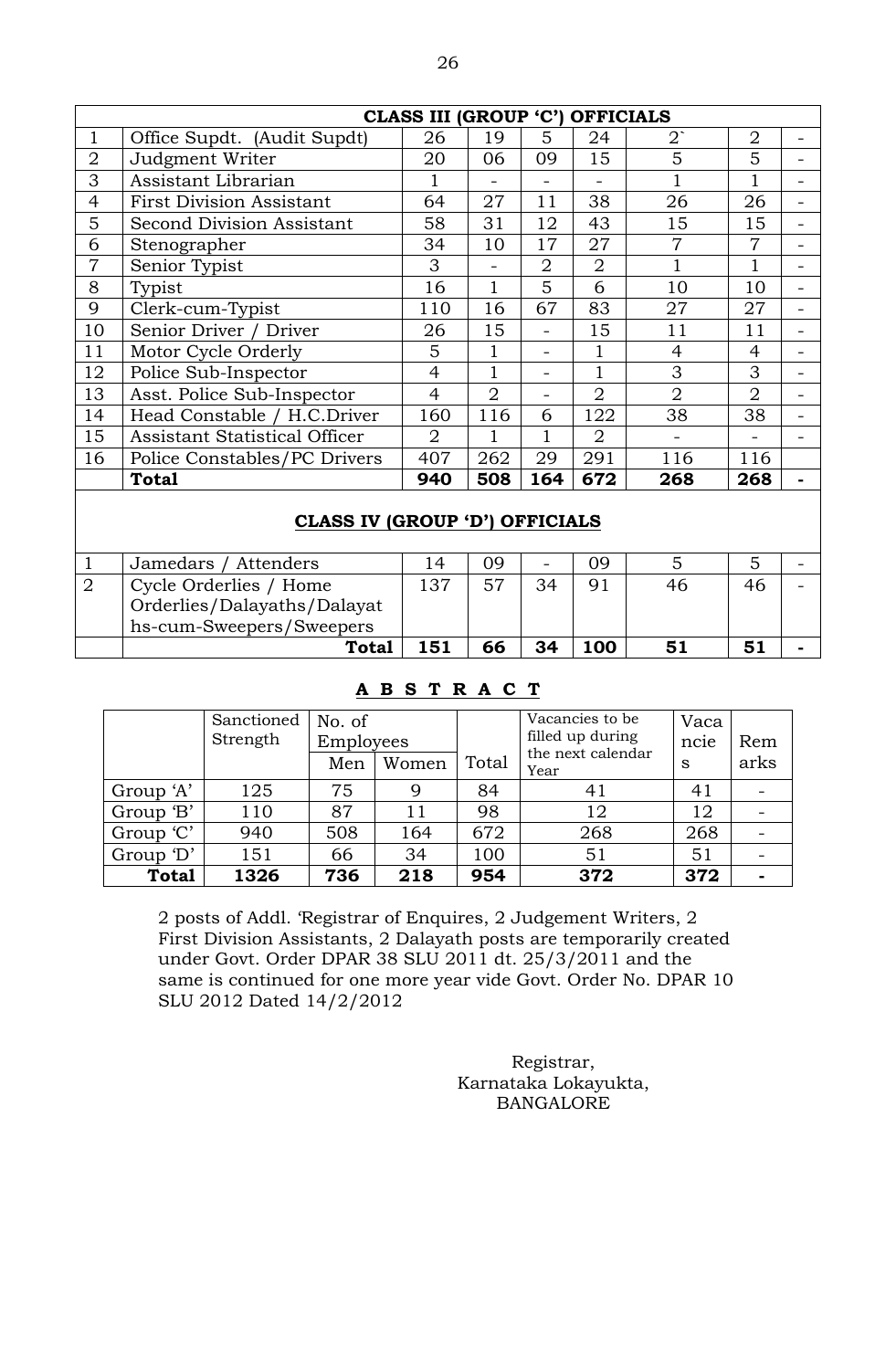| | CLASS III (GROUP 'C') OFFICIALS | | | | | | | |
|---|---|---|---|---|---|---|---|---|
| 1 | Office Supdt. (Audit Supdt) | 26 | 19 | 5 | 24 | 2` | 2 | - |
| 2 | Judgment Writer | 20 | 06 | 09 | 15 | 5 | 5 | - |
| 3 | Assistant Librarian | 1 | - | - | - | 1 | 1 | - |
| 4 | First Division Assistant | 64 | 27 | 11 | 38 | 26 | 26 | - |
| 5 | Second Division Assistant | 58 | 31 | 12 | 43 | 15 | 15 | - |
| 6 | Stenographer | 34 | 10 | 17 | 27 | 7 | 7 | - |
| 7 | Senior Typist | 3 | - | 2 | 2 | 1 | 1 | - |
| 8 | Typist | 16 | 1 | 5 | 6 | 10 | 10 | - |
| 9 | Clerk-cum-Typist | 110 | 16 | 67 | 83 | 27 | 27 | - |
| 10 | Senior Driver / Driver | 26 | 15 | - | 15 | 11 | 11 | - |
| 11 | Motor Cycle Orderly | 5 | 1 | - | 1 | 4 | 4 | - |
| 12 | Police Sub-Inspector | 4 | 1 | - | 1 | 3 | 3 | - |
| 13 | Asst. Police Sub-Inspector | 4 | 2 | - | 2 | 2 | 2 | - |
| 14 | Head Constable / H.C.Driver | 160 | 116 | 6 | 122 | 38 | 38 | - |
| 15 | Assistant Statistical Officer | 2 | 1 | 1 | 2 | - | - | - |
| 16 | Police Constables/PC Drivers | 407 | 262 | 29 | 291 | 116 | 116 | |
| | **Total** | **940** | **508** | **164** | **672** | **268** | **268** | **-** |
| | **CLASS IV (GROUP 'D') OFFICIALS** | | | | | | | |
| 1 | Jamedars / Attenders | 14 | 09 | - | 09 | 5 | 5 | - |
| 2 | Cycle Orderlies / Home Orderlies/Dalayaths/Dalayaths-cum-Sweepers/Sweepers | 137 | 57 | 34 | 91 | 46 | 46 | - |
| | **Total** | **151** | **66** | **34** | **100** | **51** | **51** | **-** |

## A B S T R A C T

| | Sanctioned Strength | No. of Employees | | Total | Vacancies to be filled up during the next calendar Year | Vacancies | Remarks |
|---|---|---|---|---|---|---|---|
| | | Men | Women | | | | |
| Group 'A' | 125 | 75 | 9 | 84 | 41 | 41 | - |
| Group 'B' | 110 | 87 | 11 | 98 | 12 | 12 | - |
| Group 'C' | 940 | 508 | 164 | 672 | 268 | 268 | - |
| Group 'D' | 151 | 66 | 34 | 100 | 51 | 51 | - |
| **Total** | **1326** | **736** | **218** | **954** | **372** | **372** | **-** |

2 posts of Addl. 'Registrar of Enquires, 2 Judgement Writers, 2 First Division Assistants, 2 Dalayath posts are temporarily created under Govt. Order DPAR 38 SLU 2011 dt. 25/3/2011 and the same is continued for one more year vide Govt. Order No. DPAR 10 SLU 2012 Dated 14/2/2012

Registrar,
Karnataka Lokayukta,
BANGALORE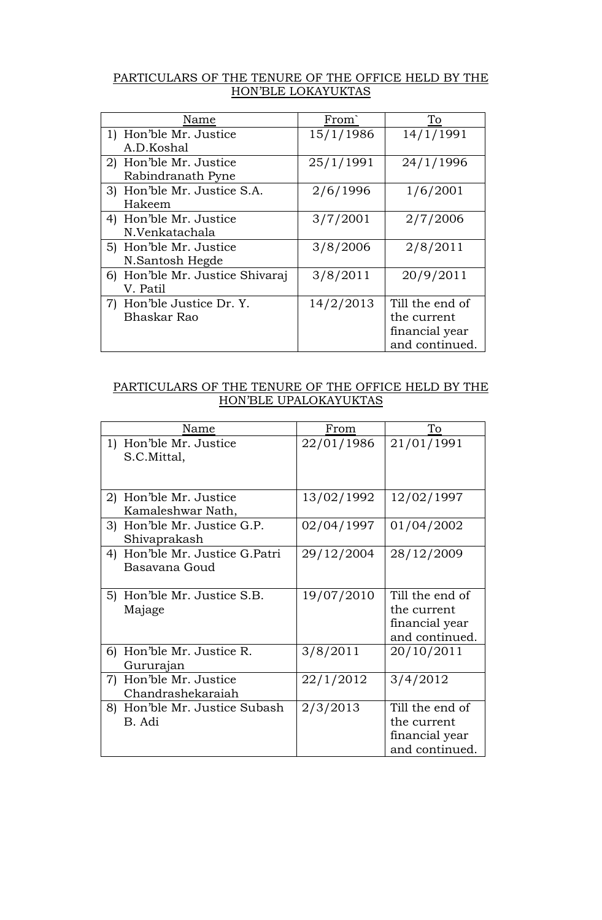## PARTICULARS OF THE TENURE OF THE OFFICE HELD BY THE HON'BLE LOKAYUKTAS

| Name | From` | To |
|---|---|---|
| 1) Hon'ble Mr. Justice A.D.Koshal | 15/1/1986 | 14/1/1991 |
| 2) Hon'ble Mr. Justice Rabindranath Pyne | 25/1/1991 | 24/1/1996 |
| 3) Hon'ble Mr. Justice S.A. Hakeem | 2/6/1996 | 1/6/2001 |
| 4) Hon'ble Mr. Justice N.Venkatachala | 3/7/2001 | 2/7/2006 |
| 5) Hon'ble Mr. Justice N.Santosh Hegde | 3/8/2006 | 2/8/2011 |
| 6) Hon'ble Mr. Justice Shivaraj V. Patil | 3/8/2011 | 20/9/2011 |
| 7) Hon'ble Justice Dr. Y. Bhaskar Rao | 14/2/2013 | Till the end of the current financial year and continued. |

## PARTICULARS OF THE TENURE OF THE OFFICE HELD BY THE HON'BLE UPALOKAYUKTAS

| Name | From | To |
|---|---|---|
| 1) Hon'ble Mr. Justice S.C.Mittal, | 22/01/1986 | 21/01/1991 |
| 2) Hon'ble Mr. Justice Kamaleshwar Nath, | 13/02/1992 | 12/02/1997 |
| 3) Hon'ble Mr. Justice G.P. Shivaprakash | 02/04/1997 | 01/04/2002 |
| 4) Hon'ble Mr. Justice G.Patri Basavana Goud | 29/12/2004 | 28/12/2009 |
| 5) Hon'ble Mr. Justice S.B. Majage | 19/07/2010 | Till the end of the current financial year and continued. |
| 6) Hon'ble Mr. Justice R. Gururajan | 3/8/2011 | 20/10/2011 |
| 7) Hon'ble Mr. Justice Chandrashekaraiah | 22/1/2012 | 3/4/2012 |
| 8) Hon'ble Mr. Justice Subash B. Adi | 2/3/2013 | Till the end of the current financial year and continued. |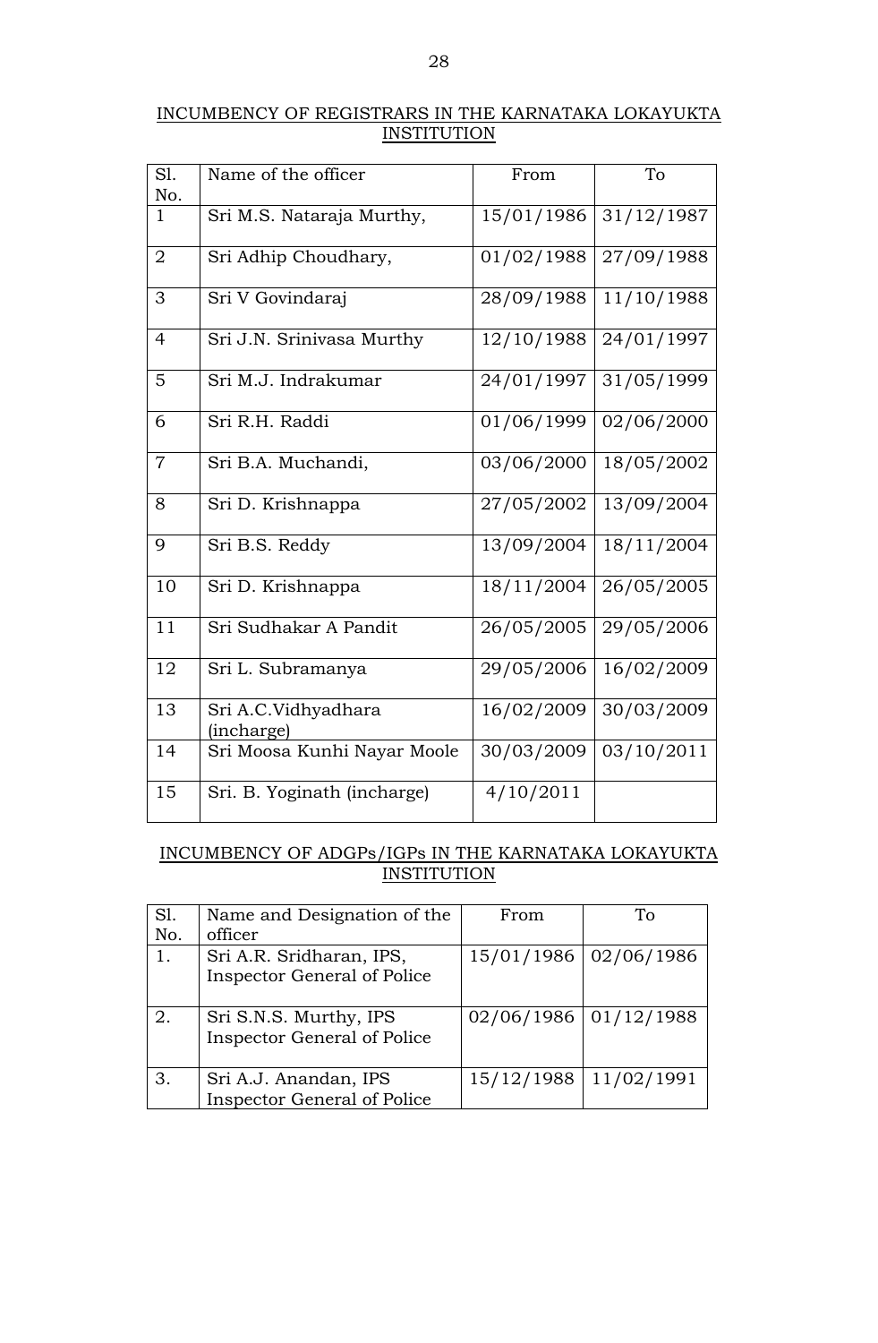## INCUMBENCY OF REGISTRARS IN THE KARNATAKA LOKAYUKTA INSTITUTION

| Sl. No. | Name of the officer | From | To |
|---|---|---|---|
| 1 | Sri M.S. Nataraja Murthy, | 15/01/1986 | 31/12/1987 |
| 2 | Sri Adhip Choudhary, | 01/02/1988 | 27/09/1988 |
| 3 | Sri V Govindaraj | 28/09/1988 | 11/10/1988 |
| 4 | Sri J.N. Srinivasa Murthy | 12/10/1988 | 24/01/1997 |
| 5 | Sri M.J. Indrakumar | 24/01/1997 | 31/05/1999 |
| 6 | Sri R.H. Raddi | 01/06/1999 | 02/06/2000 |
| 7 | Sri B.A. Muchandi, | 03/06/2000 | 18/05/2002 |
| 8 | Sri D. Krishnappa | 27/05/2002 | 13/09/2004 |
| 9 | Sri B.S. Reddy | 13/09/2004 | 18/11/2004 |
| 10 | Sri D. Krishnappa | 18/11/2004 | 26/05/2005 |
| 11 | Sri Sudhakar A Pandit | 26/05/2005 | 29/05/2006 |
| 12 | Sri L. Subramanya | 29/05/2006 | 16/02/2009 |
| 13 | Sri A.C.Vidhyadhara (incharge) | 16/02/2009 | 30/03/2009 |
| 14 | Sri Moosa Kunhi Nayar Moole | 30/03/2009 | 03/10/2011 |
| 15 | Sri. B. Yoginath (incharge) | 4/10/2011 | |

## INCUMBENCY OF ADGPs/IGPs IN THE KARNATAKA LOKAYUKTA INSTITUTION

| Sl. No. | Name and Designation of the officer | From | To |
|---|---|---|---|
| 1. | Sri A.R. Sridharan, IPS, Inspector General of Police | 15/01/1986 | 02/06/1986 |
| 2. | Sri S.N.S. Murthy, IPS Inspector General of Police | 02/06/1986 | 01/12/1988 |
| 3. | Sri A.J. Anandan, IPS Inspector General of Police | 15/12/1988 | 11/02/1991 |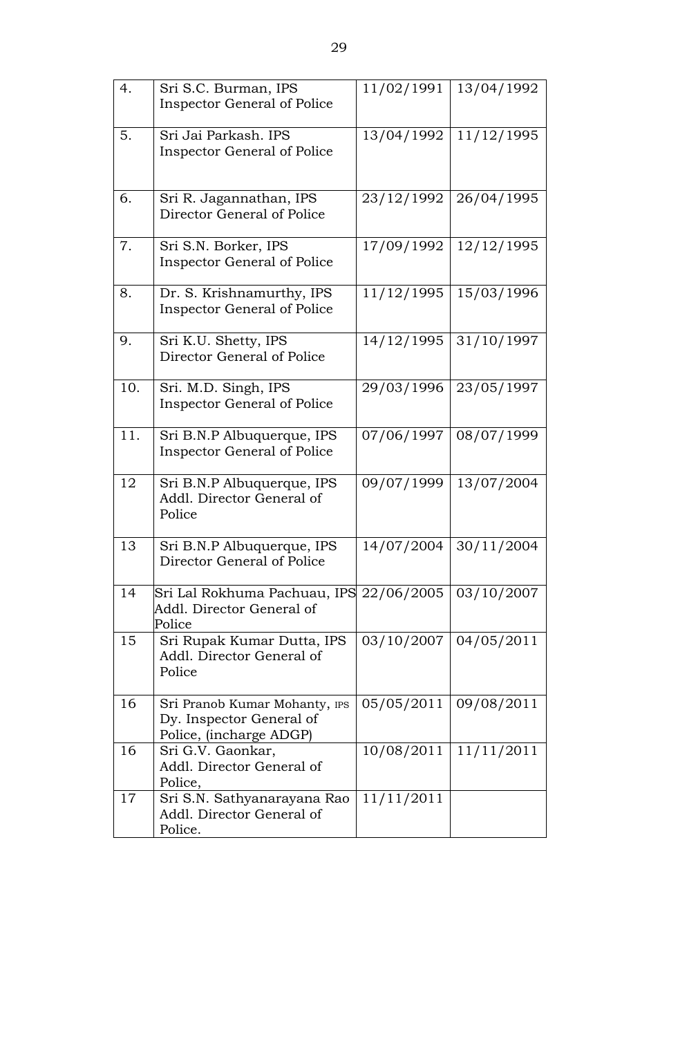| | | | |
|---|---|---|---|
| 4. | Sri S.C. Burman, IPS<br>Inspector General of Police | 11/02/1991 | 13/04/1992 |
| 5. | Sri Jai Parkash. IPS<br>Inspector General of Police | 13/04/1992 | 11/12/1995 |
| 6. | Sri R. Jagannathan, IPS<br>Director General of Police | 23/12/1992 | 26/04/1995 |
| 7. | Sri S.N. Borker, IPS<br>Inspector General of Police | 17/09/1992 | 12/12/1995 |
| 8. | Dr. S. Krishnamurthy, IPS<br>Inspector General of Police | 11/12/1995 | 15/03/1996 |
| 9. | Sri K.U. Shetty, IPS<br>Director General of Police | 14/12/1995 | 31/10/1997 |
| 10. | Sri. M.D. Singh, IPS<br>Inspector General of Police | 29/03/1996 | 23/05/1997 |
| 11. | Sri B.N.P Albuquerque, IPS<br>Inspector General of Police | 07/06/1997 | 08/07/1999 |
| 12 | Sri B.N.P Albuquerque, IPS<br>Addl. Director General of Police | 09/07/1999 | 13/07/2004 |
| 13 | Sri B.N.P Albuquerque, IPS<br>Director General of Police | 14/07/2004 | 30/11/2004 |
| 14 | Sri Lal Rokhuma Pachuau, IPS<br>Addl. Director General of Police | 22/06/2005 | 03/10/2007 |
| 15 | Sri Rupak Kumar Dutta, IPS<br>Addl. Director General of Police | 03/10/2007 | 04/05/2011 |
| 16 | Sri Pranob Kumar Mohanty, IPS<br>Dy. Inspector General of Police, (incharge ADGP) | 05/05/2011 | 09/08/2011 |
| 16 | Sri G.V. Gaonkar,<br>Addl. Director General of Police, | 10/08/2011 | 11/11/2011 |
| 17 | Sri S.N. Sathyanarayana Rao<br>Addl. Director General of Police. | 11/11/2011 | |